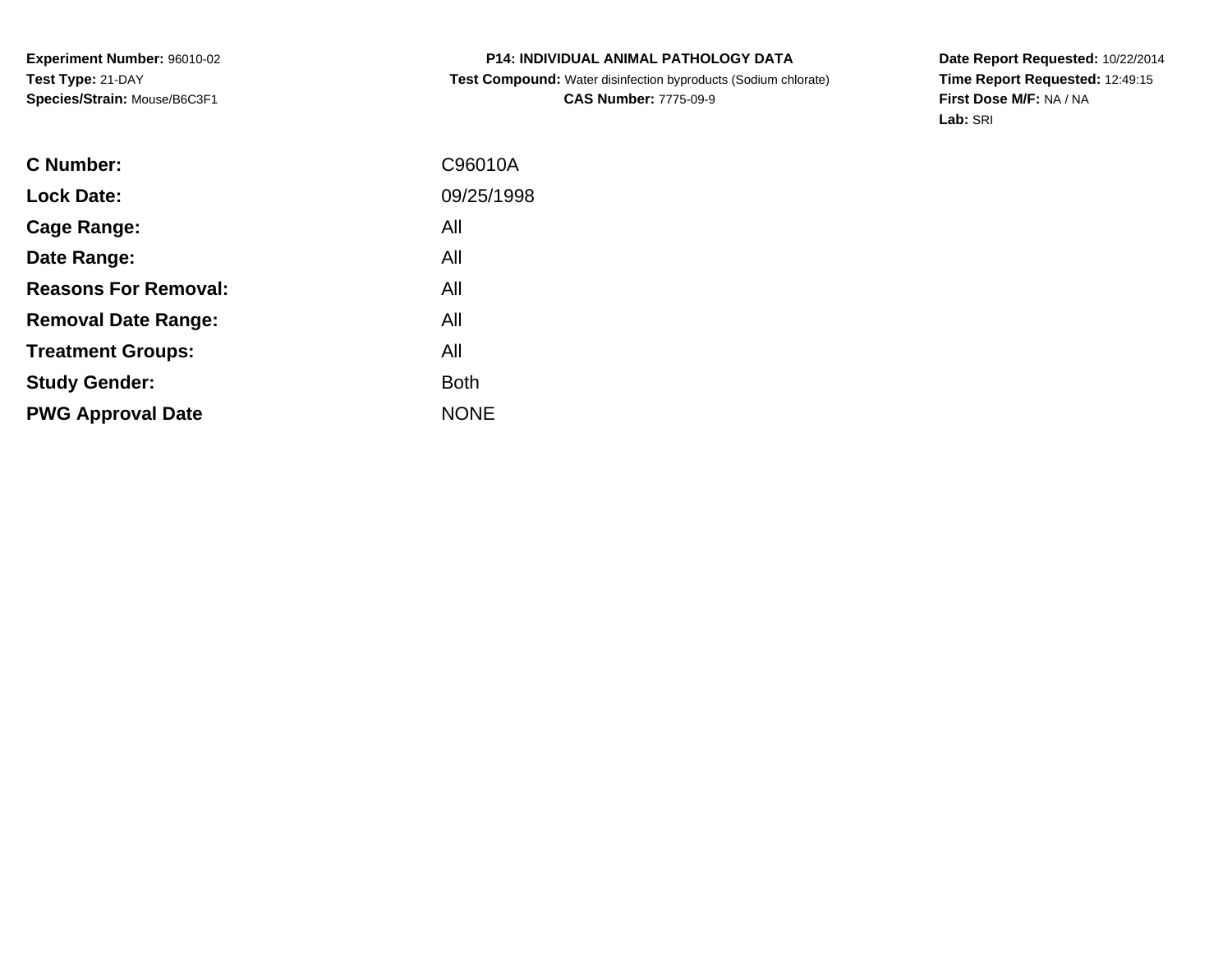**Experiment Number:** 96010-02
**Test Type:** 21-DAY
**Species/Strain:** Mouse/B6C3F1

**P14: INDIVIDUAL ANIMAL PATHOLOGY DATA**
**Test Compound:** Water disinfection byproducts (Sodium chlorate)
**CAS Number:** 7775-09-9

**Date Report Requested:** 10/22/2014
**Time Report Requested:** 12:49:15
**First Dose M/F:** NA / NA
**Lab:** SRI

| | |
|---|---|
| **C Number:** | C96010A |
| **Lock Date:** | 09/25/1998 |
| **Cage Range:** | All |
| **Date Range:** | All |
| **Reasons For Removal:** | All |
| **Removal Date Range:** | All |
| **Treatment Groups:** | All |
| **Study Gender:** | Both |
| **PWG Approval Date** | NONE |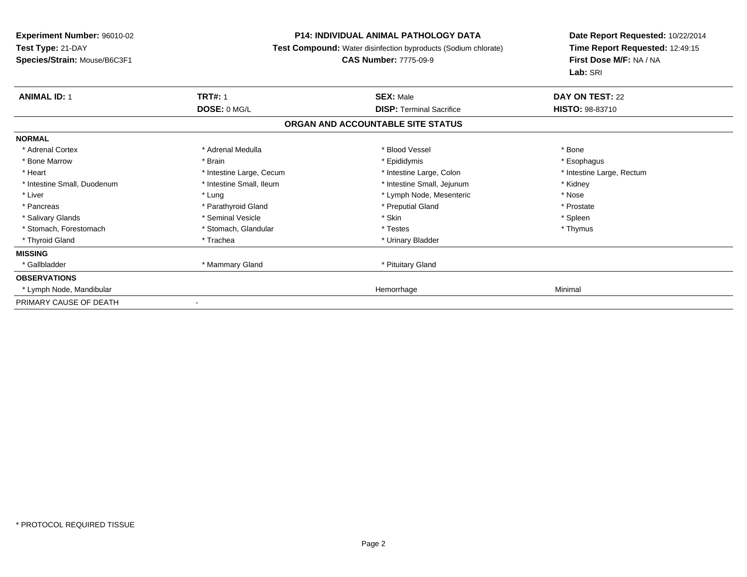**Experiment Number:** 96010-02
**Test Type:** 21-DAY
**Species/Strain:** Mouse/B6C3F1

**P14: INDIVIDUAL ANIMAL PATHOLOGY DATA**
**Test Compound:** Water disinfection byproducts (Sodium chlorate)
**CAS Number:** 7775-09-9

**Date Report Requested:** 10/22/2014
**Time Report Requested:** 12:49:15
**First Dose M/F:** NA / NA
**Lab:** SRI

| **ANIMAL ID:** 1 | **TRT#:** 1 | **SEX:** Male | **DAY ON TEST:** 22 |
|---|---|---|---|
| | **DOSE:** 0 MG/L | **DISP:** Terminal Sacrifice | **HISTO:** 98-83710 |

## ORGAN AND ACCOUNTABLE SITE STATUS

| | | | |
|---|---|---|---|
| **NORMAL** | | | |
| * Adrenal Cortex | * Adrenal Medulla | * Blood Vessel | * Bone |
| * Bone Marrow | * Brain | * Epididymis | * Esophagus |
| * Heart | * Intestine Large, Cecum | * Intestine Large, Colon | * Intestine Large, Rectum |
| * Intestine Small, Duodenum | * Intestine Small, Ileum | * Intestine Small, Jejunum | * Kidney |
| * Liver | * Lung | * Lymph Node, Mesenteric | * Nose |
| * Pancreas | * Parathyroid Gland | * Preputial Gland | * Prostate |
| * Salivary Glands | * Seminal Vesicle | * Skin | * Spleen |
| * Stomach, Forestomach | * Stomach, Glandular | * Testes | * Thymus |
| * Thyroid Gland | * Trachea | * Urinary Bladder | |
| **MISSING** | | | |
| * Gallbladder | * Mammary Gland | * Pituitary Gland | |
| **OBSERVATIONS** | | | |
| * Lymph Node, Mandibular | | Hemorrhage | Minimal |
| PRIMARY CAUSE OF DEATH | - | | |

* PROTOCOL REQUIRED TISSUE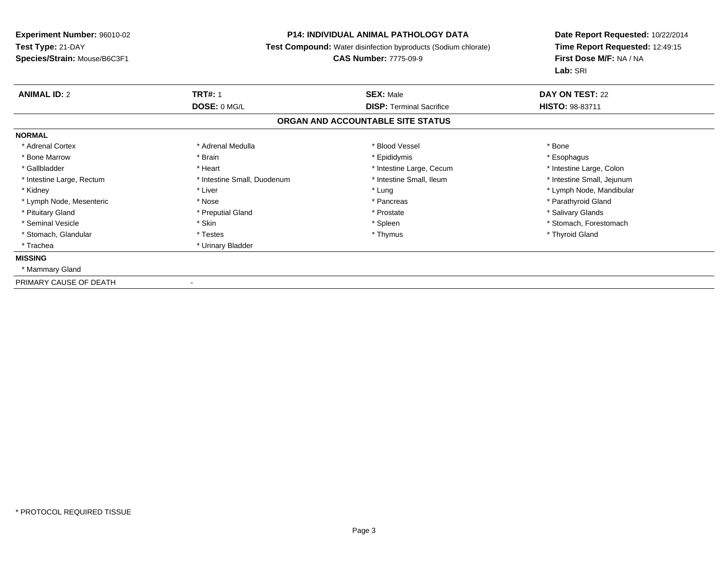**Experiment Number:** 96010-02
**Test Type:** 21-DAY
**Species/Strain:** Mouse/B6C3F1

**P14: INDIVIDUAL ANIMAL PATHOLOGY DATA**
**Test Compound:** Water disinfection byproducts (Sodium chlorate)
**CAS Number:** 7775-09-9

**Date Report Requested:** 10/22/2014
**Time Report Requested:** 12:49:15
**First Dose M/F:** NA / NA
**Lab:** SRI

| **ANIMAL ID:** 2 | **TRT#:** 1 | **SEX:** Male | **DAY ON TEST:** 22 |
|---|---|---|---|
| | **DOSE:** 0 MG/L | **DISP:** Terminal Sacrifice | **HISTO:** 98-83711 |

## ORGAN AND ACCOUNTABLE SITE STATUS

**NORMAL**

| | | | |
|---|---|---|---|
| * Adrenal Cortex | * Adrenal Medulla | * Blood Vessel | * Bone |
| * Bone Marrow | * Brain | * Epididymis | * Esophagus |
| * Gallbladder | * Heart | * Intestine Large, Cecum | * Intestine Large, Colon |
| * Intestine Large, Rectum | * Intestine Small, Duodenum | * Intestine Small, Ileum | * Intestine Small, Jejunum |
| * Kidney | * Liver | * Lung | * Lymph Node, Mandibular |
| * Lymph Node, Mesenteric | * Nose | * Pancreas | * Parathyroid Gland |
| * Pituitary Gland | * Preputial Gland | * Prostate | * Salivary Glands |
| * Seminal Vesicle | * Skin | * Spleen | * Stomach, Forestomach |
| * Stomach, Glandular | * Testes | * Thymus | * Thyroid Gland |
| * Trachea | * Urinary Bladder | | |

**MISSING**

* Mammary Gland

PRIMARY CAUSE OF DEATH -

* PROTOCOL REQUIRED TISSUE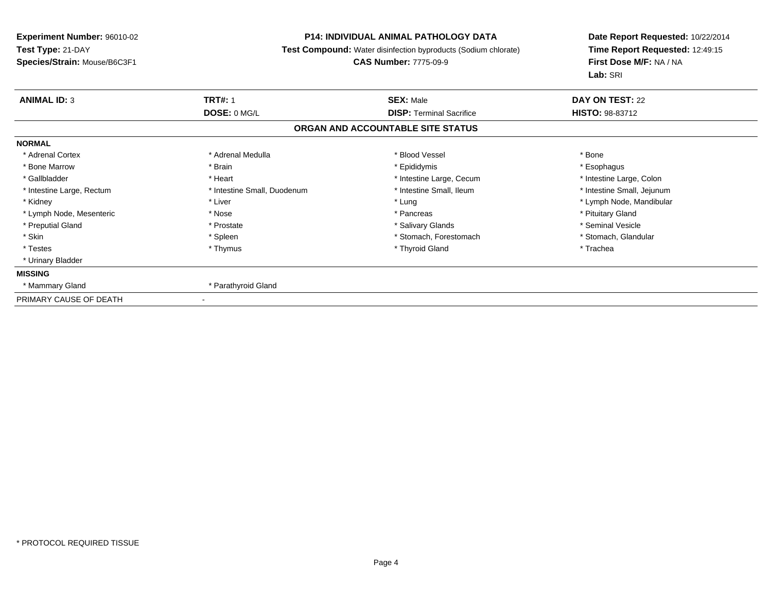**Experiment Number:** 96010-02
**Test Type:** 21-DAY
**Species/Strain:** Mouse/B6C3F1

**P14: INDIVIDUAL ANIMAL PATHOLOGY DATA**
**Test Compound:** Water disinfection byproducts (Sodium chlorate)
**CAS Number:** 7775-09-9

**Date Report Requested:** 10/22/2014
**Time Report Requested:** 12:49:15
**First Dose M/F:** NA / NA
**Lab:** SRI

| **ANIMAL ID:** 3 | **TRT#:** 1 | **SEX:** Male | **DAY ON TEST:** 22 |
|---|---|---|---|
| | **DOSE:** 0 MG/L | **DISP:** Terminal Sacrifice | **HISTO:** 98-83712 |

**ORGAN AND ACCOUNTABLE SITE STATUS**

**NORMAL**

| | | | |
|---|---|---|---|
| * Adrenal Cortex | * Adrenal Medulla | * Blood Vessel | * Bone |
| * Bone Marrow | * Brain | * Epididymis | * Esophagus |
| * Gallbladder | * Heart | * Intestine Large, Cecum | * Intestine Large, Colon |
| * Intestine Large, Rectum | * Intestine Small, Duodenum | * Intestine Small, Ileum | * Intestine Small, Jejunum |
| * Kidney | * Liver | * Lung | * Lymph Node, Mandibular |
| * Lymph Node, Mesenteric | * Nose | * Pancreas | * Pituitary Gland |
| * Preputial Gland | * Prostate | * Salivary Glands | * Seminal Vesicle |
| * Skin | * Spleen | * Stomach, Forestomach | * Stomach, Glandular |
| * Testes | * Thymus | * Thyroid Gland | * Trachea |
| * Urinary Bladder | | | |

**MISSING**

| | |
|---|---|
| * Mammary Gland | * Parathyroid Gland |

PRIMARY CAUSE OF DEATH -

* PROTOCOL REQUIRED TISSUE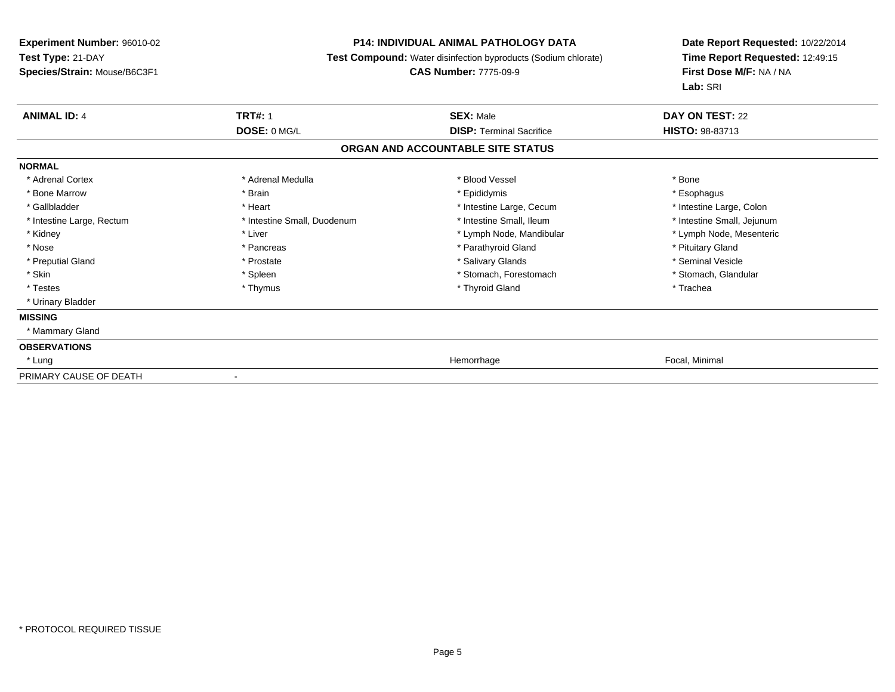**Experiment Number:** 96010-02
**Test Type:** 21-DAY
**Species/Strain:** Mouse/B6C3F1

**P14: INDIVIDUAL ANIMAL PATHOLOGY DATA**
**Test Compound:** Water disinfection byproducts (Sodium chlorate)
**CAS Number:** 7775-09-9

**Date Report Requested:** 10/22/2014
**Time Report Requested:** 12:49:15
**First Dose M/F:** NA / NA
**Lab:** SRI

| **ANIMAL ID:** 4 | **TRT#:** 1 | **SEX:** Male | **DAY ON TEST:** 22 |
|---|---|---|---|
| | **DOSE:** 0 MG/L | **DISP:** Terminal Sacrifice | **HISTO:** 98-83713 |

**ORGAN AND ACCOUNTABLE SITE STATUS**

| | | | |
|---|---|---|---|
| **NORMAL** | | | |
| * Adrenal Cortex | * Adrenal Medulla | * Blood Vessel | * Bone |
| * Bone Marrow | * Brain | * Epididymis | * Esophagus |
| * Gallbladder | * Heart | * Intestine Large, Cecum | * Intestine Large, Colon |
| * Intestine Large, Rectum | * Intestine Small, Duodenum | * Intestine Small, Ileum | * Intestine Small, Jejunum |
| * Kidney | * Liver | * Lymph Node, Mandibular | * Lymph Node, Mesenteric |
| * Nose | * Pancreas | * Parathyroid Gland | * Pituitary Gland |
| * Preputial Gland | * Prostate | * Salivary Glands | * Seminal Vesicle |
| * Skin | * Spleen | * Stomach, Forestomach | * Stomach, Glandular |
| * Testes | * Thymus | * Thyroid Gland | * Trachea |
| * Urinary Bladder | | | |
| **MISSING** | | | |
| * Mammary Gland | | | |
| **OBSERVATIONS** | | | |
| * Lung | | Hemorrhage | Focal, Minimal |
| PRIMARY CAUSE OF DEATH | - | | |

* PROTOCOL REQUIRED TISSUE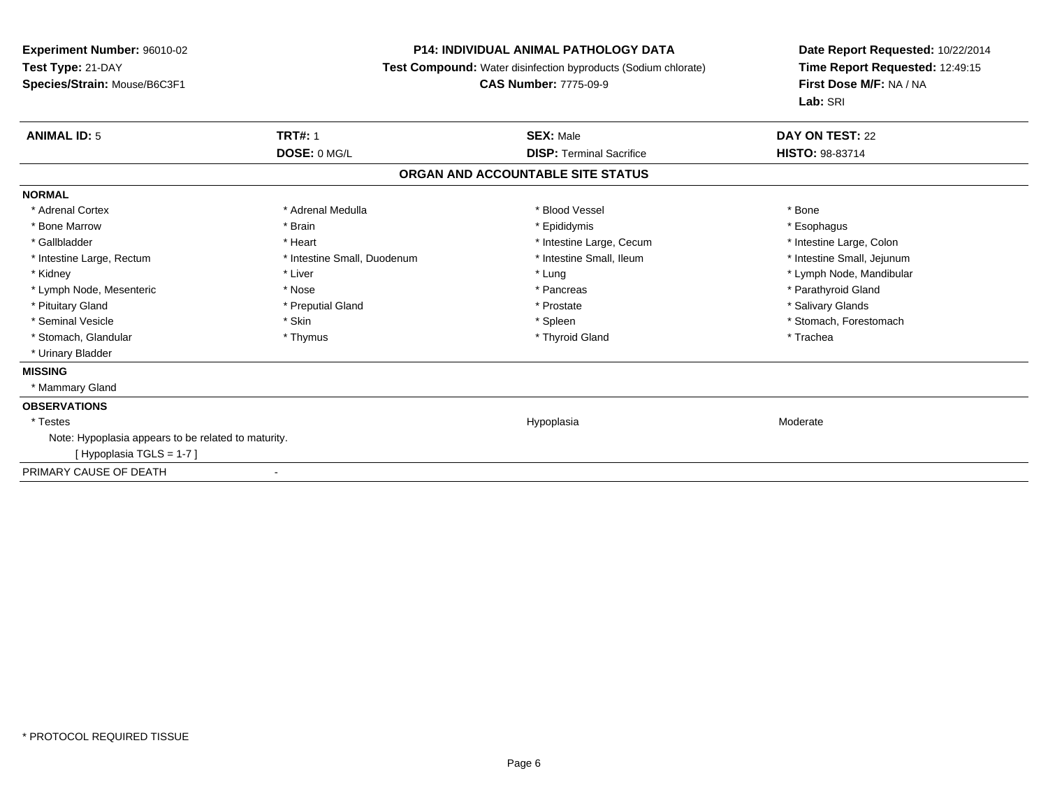**Experiment Number:** 96010-02
**Test Type:** 21-DAY
**Species/Strain:** Mouse/B6C3F1

**P14: INDIVIDUAL ANIMAL PATHOLOGY DATA**
**Test Compound:** Water disinfection byproducts (Sodium chlorate)
**CAS Number:** 7775-09-9

**Date Report Requested:** 10/22/2014
**Time Report Requested:** 12:49:15
**First Dose M/F:** NA / NA
**Lab:** SRI

| **ANIMAL ID:** 5 | **TRT#:** 1 | **SEX:** Male | **DAY ON TEST:** 22 |
|---|---|---|---|
| | **DOSE:** 0 MG/L | **DISP:** Terminal Sacrifice | **HISTO:** 98-83714 |

## ORGAN AND ACCOUNTABLE SITE STATUS

**NORMAL**

| | | | |
|---|---|---|---|
| * Adrenal Cortex | * Adrenal Medulla | * Blood Vessel | * Bone |
| * Bone Marrow | * Brain | * Epididymis | * Esophagus |
| * Gallbladder | * Heart | * Intestine Large, Cecum | * Intestine Large, Colon |
| * Intestine Large, Rectum | * Intestine Small, Duodenum | * Intestine Small, Ileum | * Intestine Small, Jejunum |
| * Kidney | * Liver | * Lung | * Lymph Node, Mandibular |
| * Lymph Node, Mesenteric | * Nose | * Pancreas | * Parathyroid Gland |
| * Pituitary Gland | * Preputial Gland | * Prostate | * Salivary Glands |
| * Seminal Vesicle | * Skin | * Spleen | * Stomach, Forestomach |
| * Stomach, Glandular | * Thymus | * Thyroid Gland | * Trachea |
| * Urinary Bladder | | | |

**MISSING**

* Mammary Gland

**OBSERVATIONS**

| | | | |
|---|---|---|---|
| * Testes | | Hypoplasia | Moderate |

Note: Hypoplasia appears to be related to maturity.
[ Hypoplasia TGLS = 1-7 ]

PRIMARY CAUSE OF DEATH -

* PROTOCOL REQUIRED TISSUE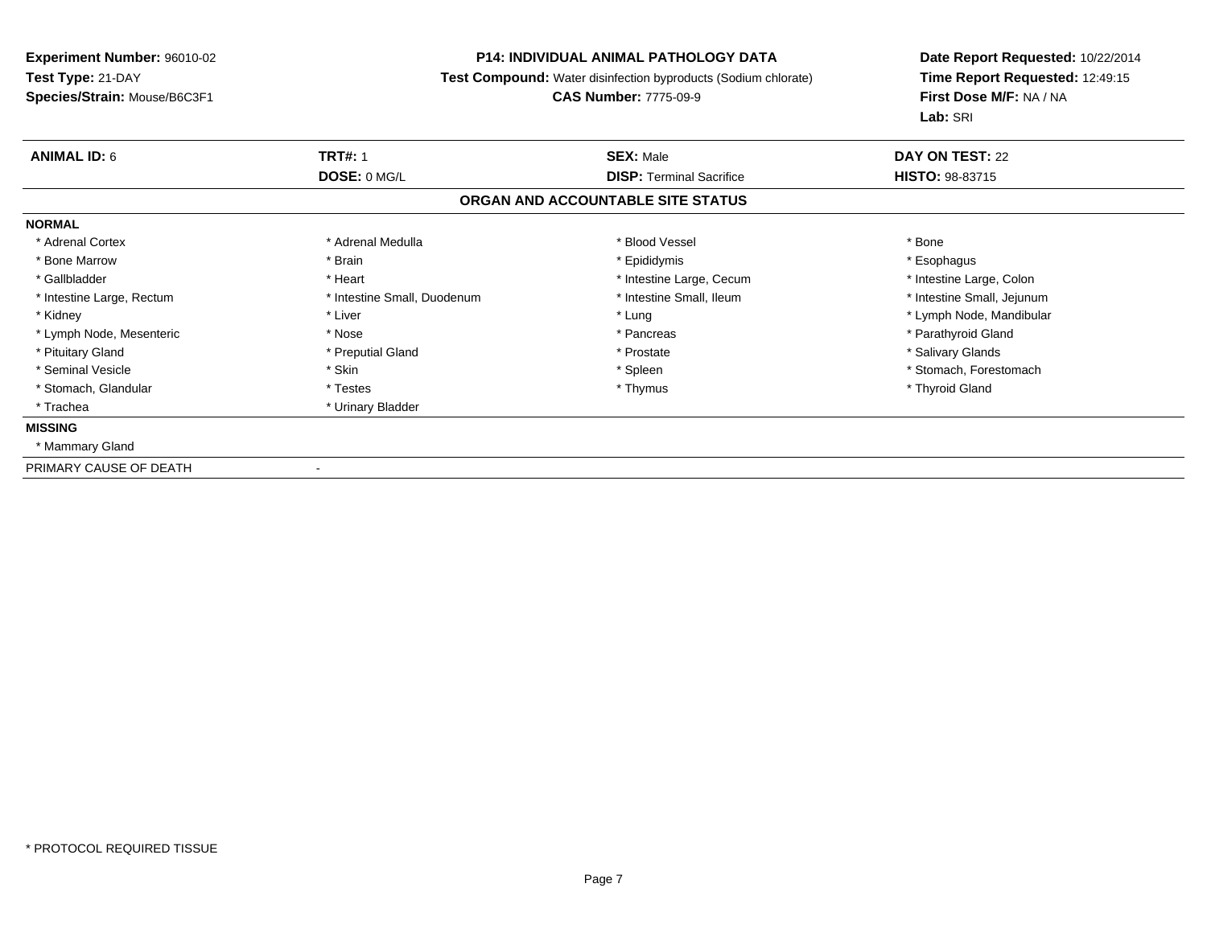**Experiment Number:** 96010-02
**Test Type:** 21-DAY
**Species/Strain:** Mouse/B6C3F1

**P14: INDIVIDUAL ANIMAL PATHOLOGY DATA**
**Test Compound:** Water disinfection byproducts (Sodium chlorate)
**CAS Number:** 7775-09-9

**Date Report Requested:** 10/22/2014
**Time Report Requested:** 12:49:15
**First Dose M/F:** NA / NA
**Lab:** SRI

| **ANIMAL ID:** 6 | **TRT#:** 1 | **SEX:** Male | **DAY ON TEST:** 22 |
|---|---|---|---|
| | **DOSE:** 0 MG/L | **DISP:** Terminal Sacrifice | **HISTO:** 98-83715 |

## ORGAN AND ACCOUNTABLE SITE STATUS

**NORMAL**

| | | | |
|---|---|---|---|
| * Adrenal Cortex | * Adrenal Medulla | * Blood Vessel | * Bone |
| * Bone Marrow | * Brain | * Epididymis | * Esophagus |
| * Gallbladder | * Heart | * Intestine Large, Cecum | * Intestine Large, Colon |
| * Intestine Large, Rectum | * Intestine Small, Duodenum | * Intestine Small, Ileum | * Intestine Small, Jejunum |
| * Kidney | * Liver | * Lung | * Lymph Node, Mandibular |
| * Lymph Node, Mesenteric | * Nose | * Pancreas | * Parathyroid Gland |
| * Pituitary Gland | * Preputial Gland | * Prostate | * Salivary Glands |
| * Seminal Vesicle | * Skin | * Spleen | * Stomach, Forestomach |
| * Stomach, Glandular | * Testes | * Thymus | * Thyroid Gland |
| * Trachea | * Urinary Bladder | | |

**MISSING**

* Mammary Gland

PRIMARY CAUSE OF DEATH -

* PROTOCOL REQUIRED TISSUE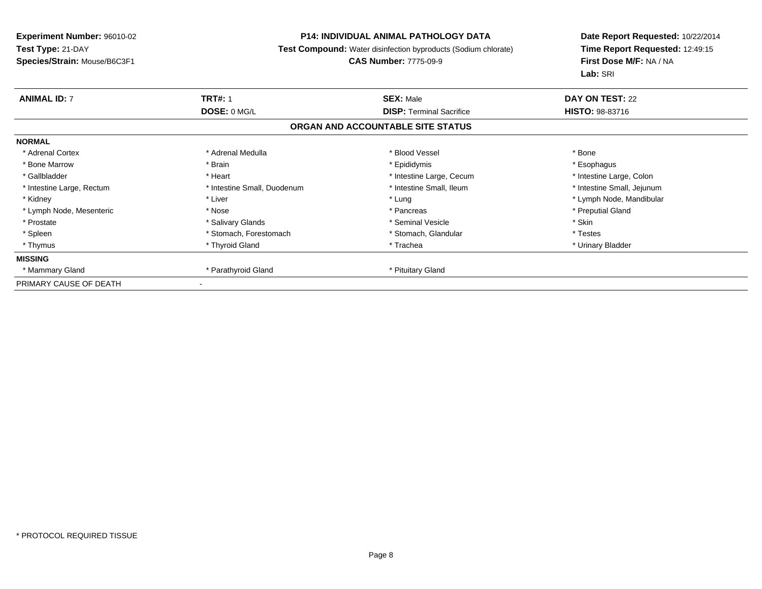**Experiment Number:** 96010-02
**Test Type:** 21-DAY
**Species/Strain:** Mouse/B6C3F1

**P14: INDIVIDUAL ANIMAL PATHOLOGY DATA**
**Test Compound:** Water disinfection byproducts (Sodium chlorate)
**CAS Number:** 7775-09-9

**Date Report Requested:** 10/22/2014
**Time Report Requested:** 12:49:15
**First Dose M/F:** NA / NA
**Lab:** SRI

| **ANIMAL ID:** 7 | **TRT#:** 1 | **SEX:** Male | **DAY ON TEST:** 22 |
|---|---|---|---|
| | **DOSE:** 0 MG/L | **DISP:** Terminal Sacrifice | **HISTO:** 98-83716 |

**ORGAN AND ACCOUNTABLE SITE STATUS**

| | | | |
|---|---|---|---|
| **NORMAL** | | | |
| * Adrenal Cortex | * Adrenal Medulla | * Blood Vessel | * Bone |
| * Bone Marrow | * Brain | * Epididymis | * Esophagus |
| * Gallbladder | * Heart | * Intestine Large, Cecum | * Intestine Large, Colon |
| * Intestine Large, Rectum | * Intestine Small, Duodenum | * Intestine Small, Ileum | * Intestine Small, Jejunum |
| * Kidney | * Liver | * Lung | * Lymph Node, Mandibular |
| * Lymph Node, Mesenteric | * Nose | * Pancreas | * Preputial Gland |
| * Prostate | * Salivary Glands | * Seminal Vesicle | * Skin |
| * Spleen | * Stomach, Forestomach | * Stomach, Glandular | * Testes |
| * Thymus | * Thyroid Gland | * Trachea | * Urinary Bladder |
| **MISSING** | | | |
| * Mammary Gland | * Parathyroid Gland | * Pituitary Gland | |
| PRIMARY CAUSE OF DEATH | - | | |

* PROTOCOL REQUIRED TISSUE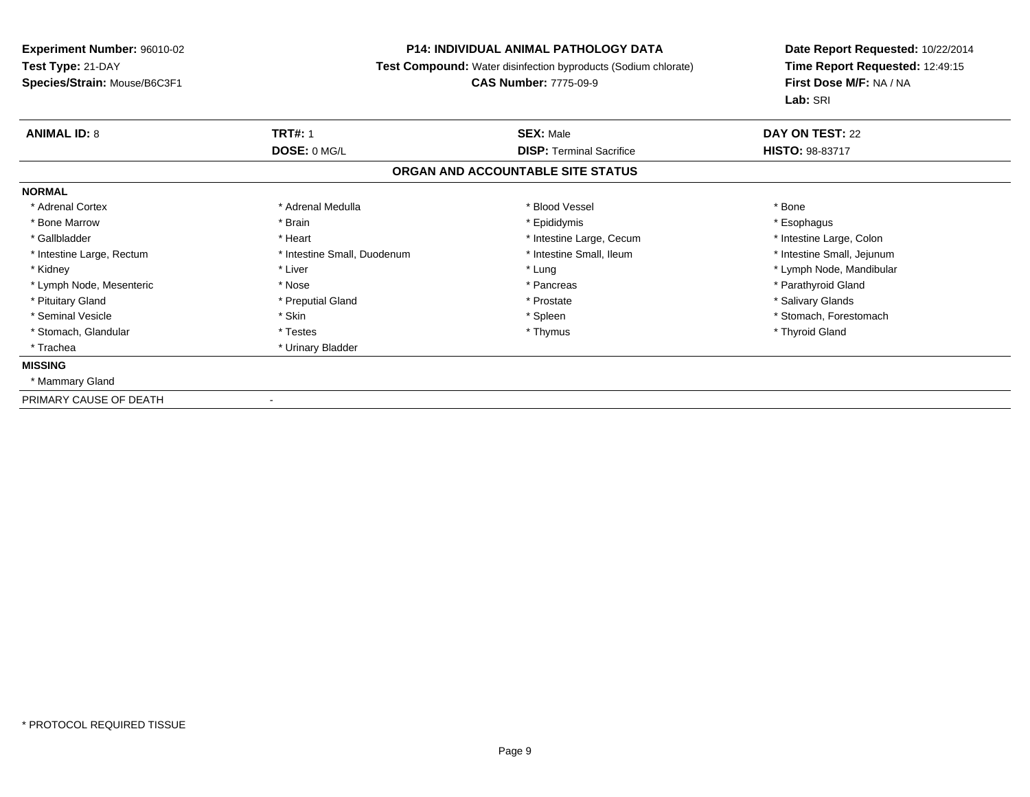**Experiment Number:** 96010-02
**Test Type:** 21-DAY
**Species/Strain:** Mouse/B6C3F1

**P14: INDIVIDUAL ANIMAL PATHOLOGY DATA**
**Test Compound:** Water disinfection byproducts (Sodium chlorate)
**CAS Number:** 7775-09-9

**Date Report Requested:** 10/22/2014
**Time Report Requested:** 12:49:15
**First Dose M/F:** NA / NA
**Lab:** SRI

| **ANIMAL ID:** 8 | **TRT#:** 1 | **SEX:** Male | **DAY ON TEST:** 22 |
|---|---|---|---|
| | **DOSE:** 0 MG/L | **DISP:** Terminal Sacrifice | **HISTO:** 98-83717 |

## ORGAN AND ACCOUNTABLE SITE STATUS

**NORMAL**

| | | | |
|---|---|---|---|
| * Adrenal Cortex | * Adrenal Medulla | * Blood Vessel | * Bone |
| * Bone Marrow | * Brain | * Epididymis | * Esophagus |
| * Gallbladder | * Heart | * Intestine Large, Cecum | * Intestine Large, Colon |
| * Intestine Large, Rectum | * Intestine Small, Duodenum | * Intestine Small, Ileum | * Intestine Small, Jejunum |
| * Kidney | * Liver | * Lung | * Lymph Node, Mandibular |
| * Lymph Node, Mesenteric | * Nose | * Pancreas | * Parathyroid Gland |
| * Pituitary Gland | * Preputial Gland | * Prostate | * Salivary Glands |
| * Seminal Vesicle | * Skin | * Spleen | * Stomach, Forestomach |
| * Stomach, Glandular | * Testes | * Thymus | * Thyroid Gland |
| * Trachea | * Urinary Bladder | | |

**MISSING**

* Mammary Gland

PRIMARY CAUSE OF DEATH -

* PROTOCOL REQUIRED TISSUE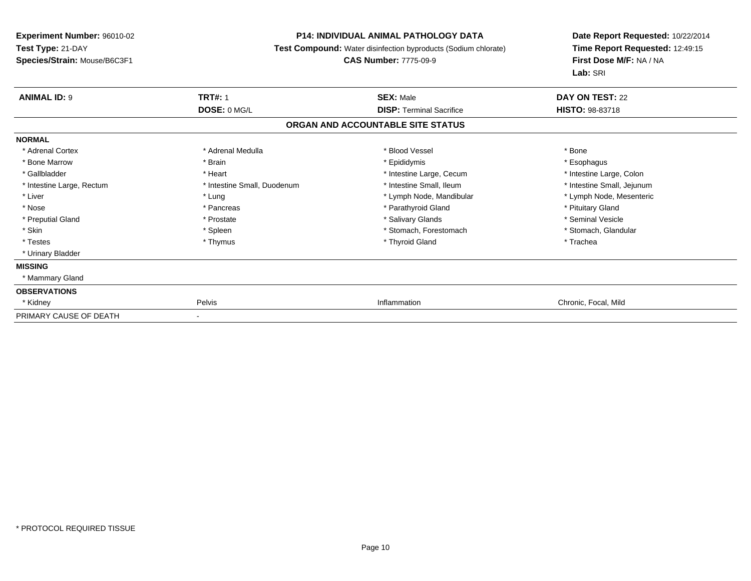**Experiment Number:** 96010-02
**Test Type:** 21-DAY
**Species/Strain:** Mouse/B6C3F1

**P14: INDIVIDUAL ANIMAL PATHOLOGY DATA**
**Test Compound:** Water disinfection byproducts (Sodium chlorate)
**CAS Number:** 7775-09-9

**Date Report Requested:** 10/22/2014
**Time Report Requested:** 12:49:15
**First Dose M/F:** NA / NA
**Lab:** SRI

| **ANIMAL ID:** 9 | **TRT#:** 1 | **SEX:** Male | **DAY ON TEST:** 22 |
|---|---|---|---|
| | **DOSE:** 0 MG/L | **DISP:** Terminal Sacrifice | **HISTO:** 98-83718 |

**ORGAN AND ACCOUNTABLE SITE STATUS**

| | | | |
|---|---|---|---|
| **NORMAL** | | | |
| * Adrenal Cortex | * Adrenal Medulla | * Blood Vessel | * Bone |
| * Bone Marrow | * Brain | * Epididymis | * Esophagus |
| * Gallbladder | * Heart | * Intestine Large, Cecum | * Intestine Large, Colon |
| * Intestine Large, Rectum | * Intestine Small, Duodenum | * Intestine Small, Ileum | * Intestine Small, Jejunum |
| * Liver | * Lung | * Lymph Node, Mandibular | * Lymph Node, Mesenteric |
| * Nose | * Pancreas | * Parathyroid Gland | * Pituitary Gland |
| * Preputial Gland | * Prostate | * Salivary Glands | * Seminal Vesicle |
| * Skin | * Spleen | * Stomach, Forestomach | * Stomach, Glandular |
| * Testes | * Thymus | * Thyroid Gland | * Trachea |
| * Urinary Bladder | | | |
| **MISSING** | | | |
| * Mammary Gland | | | |
| **OBSERVATIONS** | | | |
| * Kidney | Pelvis | Inflammation | Chronic, Focal, Mild |
| PRIMARY CAUSE OF DEATH | - | | |

* PROTOCOL REQUIRED TISSUE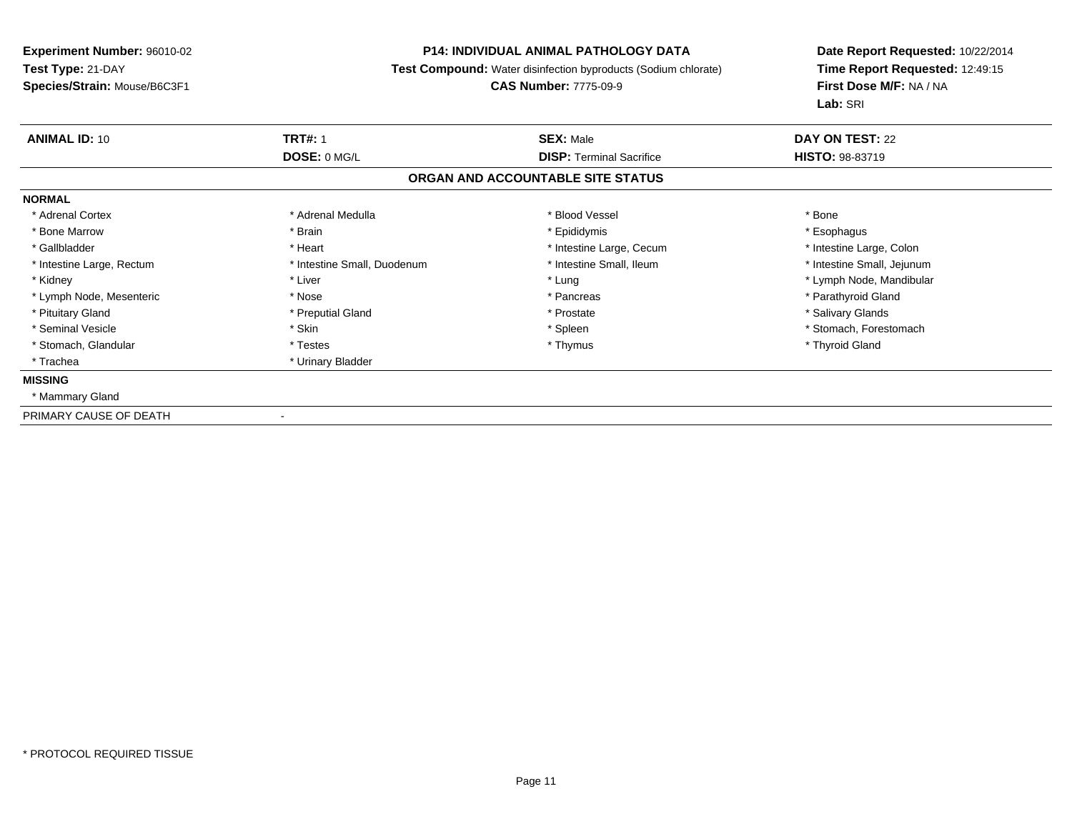**Experiment Number:** 96010-02
**Test Type:** 21-DAY
**Species/Strain:** Mouse/B6C3F1

**P14: INDIVIDUAL ANIMAL PATHOLOGY DATA**
**Test Compound:** Water disinfection byproducts (Sodium chlorate)
**CAS Number:** 7775-09-9

**Date Report Requested:** 10/22/2014
**Time Report Requested:** 12:49:15
**First Dose M/F:** NA / NA
**Lab:** SRI

| **ANIMAL ID:** 10 | **TRT#:** 1 | **SEX:** Male | **DAY ON TEST:** 22 |
|---|---|---|---|
| | **DOSE:** 0 MG/L | **DISP:** Terminal Sacrifice | **HISTO:** 98-83719 |

**ORGAN AND ACCOUNTABLE SITE STATUS**

**NORMAL**

| | | | |
|---|---|---|---|
| * Adrenal Cortex | * Adrenal Medulla | * Blood Vessel | * Bone |
| * Bone Marrow | * Brain | * Epididymis | * Esophagus |
| * Gallbladder | * Heart | * Intestine Large, Cecum | * Intestine Large, Colon |
| * Intestine Large, Rectum | * Intestine Small, Duodenum | * Intestine Small, Ileum | * Intestine Small, Jejunum |
| * Kidney | * Liver | * Lung | * Lymph Node, Mandibular |
| * Lymph Node, Mesenteric | * Nose | * Pancreas | * Parathyroid Gland |
| * Pituitary Gland | * Preputial Gland | * Prostate | * Salivary Glands |
| * Seminal Vesicle | * Skin | * Spleen | * Stomach, Forestomach |
| * Stomach, Glandular | * Testes | * Thymus | * Thyroid Gland |
| * Trachea | * Urinary Bladder | | |

**MISSING**

* Mammary Gland

PRIMARY CAUSE OF DEATH -

* PROTOCOL REQUIRED TISSUE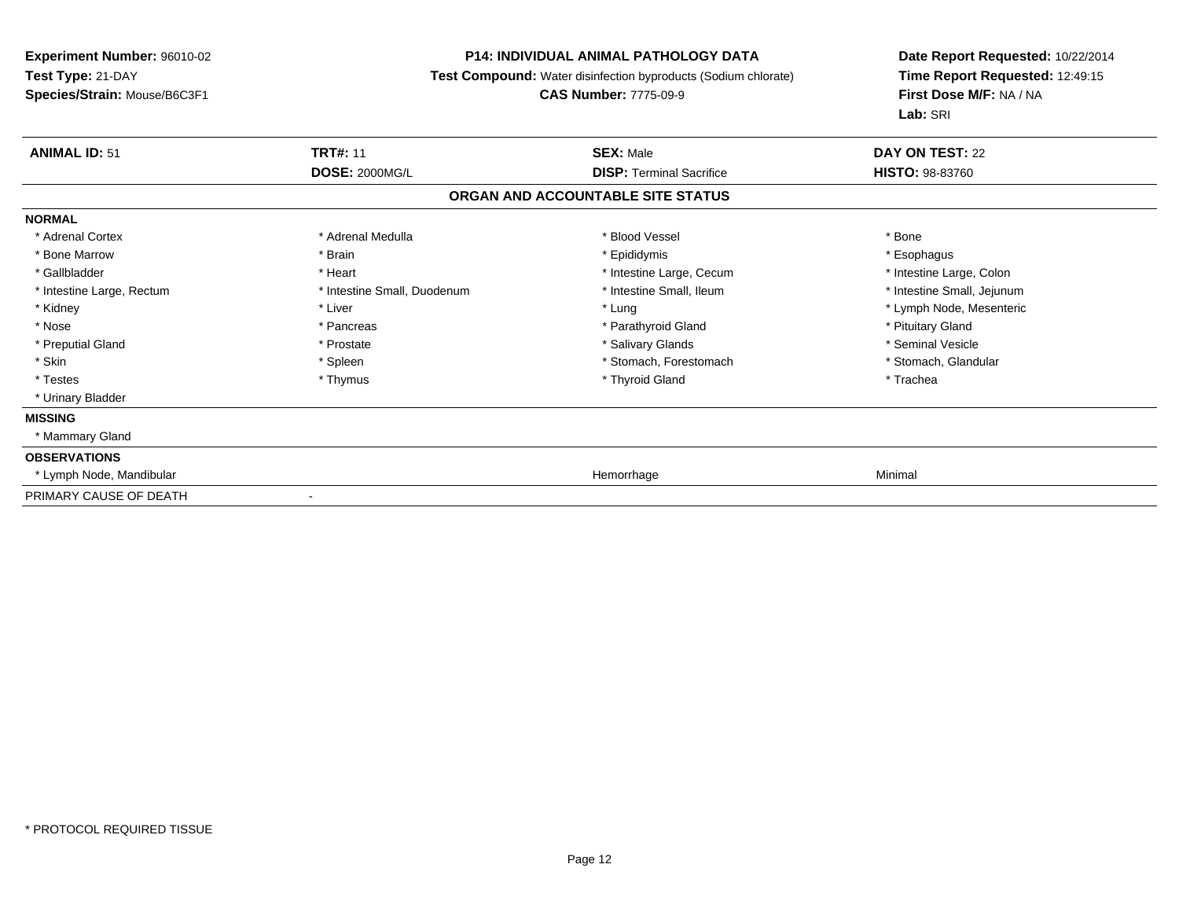**Experiment Number:** 96010-02
**Test Type:** 21-DAY
**Species/Strain:** Mouse/B6C3F1

**P14: INDIVIDUAL ANIMAL PATHOLOGY DATA**
**Test Compound:** Water disinfection byproducts (Sodium chlorate)
**CAS Number:** 7775-09-9

**Date Report Requested:** 10/22/2014
**Time Report Requested:** 12:49:15
**First Dose M/F:** NA / NA
**Lab:** SRI

| **ANIMAL ID:** 51 | **TRT#:** 11 | **SEX:** Male | **DAY ON TEST:** 22 |
|---|---|---|---|
| | **DOSE:** 2000MG/L | **DISP:** Terminal Sacrifice | **HISTO:** 98-83760 |

## ORGAN AND ACCOUNTABLE SITE STATUS

**NORMAL**

| | | | |
|---|---|---|---|
| * Adrenal Cortex | * Adrenal Medulla | * Blood Vessel | * Bone |
| * Bone Marrow | * Brain | * Epididymis | * Esophagus |
| * Gallbladder | * Heart | * Intestine Large, Cecum | * Intestine Large, Colon |
| * Intestine Large, Rectum | * Intestine Small, Duodenum | * Intestine Small, Ileum | * Intestine Small, Jejunum |
| * Kidney | * Liver | * Lung | * Lymph Node, Mesenteric |
| * Nose | * Pancreas | * Parathyroid Gland | * Pituitary Gland |
| * Preputial Gland | * Prostate | * Salivary Glands | * Seminal Vesicle |
| * Skin | * Spleen | * Stomach, Forestomach | * Stomach, Glandular |
| * Testes | * Thymus | * Thyroid Gland | * Trachea |
| * Urinary Bladder | | | |

**MISSING**

* Mammary Gland

**OBSERVATIONS**

| | | |
|---|---|---|
| * Lymph Node, Mandibular | Hemorrhage | Minimal |

PRIMARY CAUSE OF DEATH -

* PROTOCOL REQUIRED TISSUE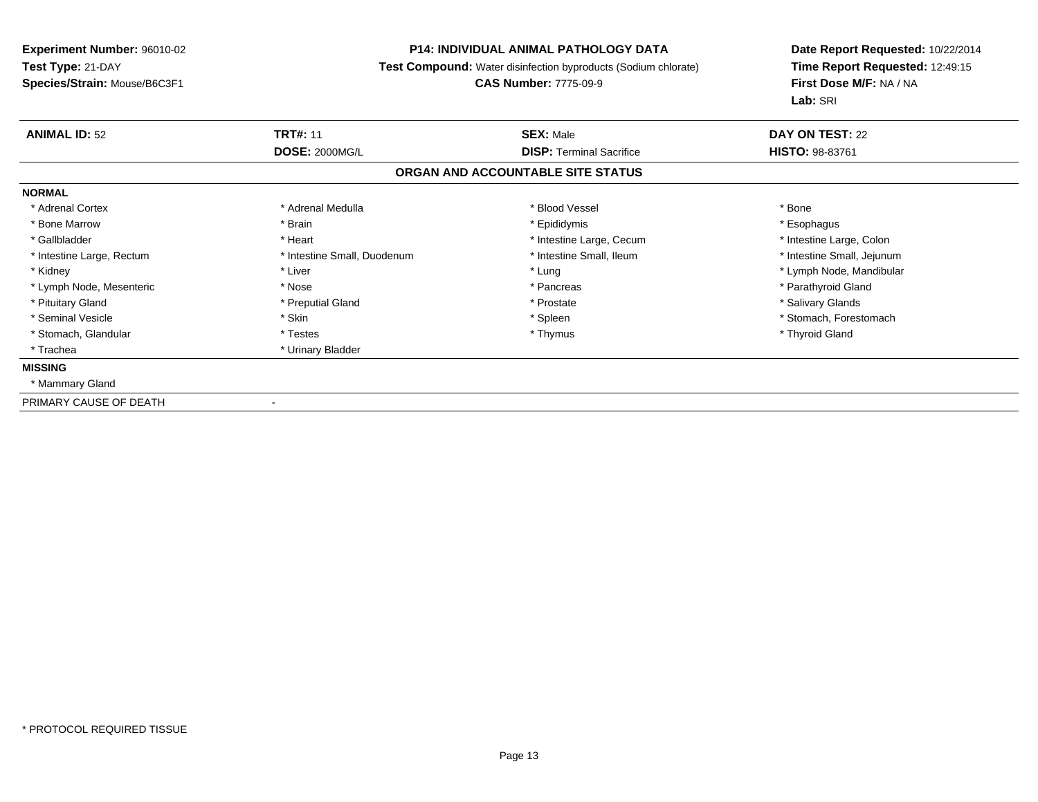**Experiment Number:** 96010-02
**Test Type:** 21-DAY
**Species/Strain:** Mouse/B6C3F1

**P14: INDIVIDUAL ANIMAL PATHOLOGY DATA**
**Test Compound:** Water disinfection byproducts (Sodium chlorate)
**CAS Number:** 7775-09-9

**Date Report Requested:** 10/22/2014
**Time Report Requested:** 12:49:15
**First Dose M/F:** NA / NA
**Lab:** SRI

| **ANIMAL ID:** 52 | **TRT#:** 11 | **SEX:** Male | **DAY ON TEST:** 22 |
|---|---|---|---|
| | **DOSE:** 2000MG/L | **DISP:** Terminal Sacrifice | **HISTO:** 98-83761 |

## ORGAN AND ACCOUNTABLE SITE STATUS

**NORMAL**

| | | | |
|---|---|---|---|
| * Adrenal Cortex | * Adrenal Medulla | * Blood Vessel | * Bone |
| * Bone Marrow | * Brain | * Epididymis | * Esophagus |
| * Gallbladder | * Heart | * Intestine Large, Cecum | * Intestine Large, Colon |
| * Intestine Large, Rectum | * Intestine Small, Duodenum | * Intestine Small, Ileum | * Intestine Small, Jejunum |
| * Kidney | * Liver | * Lung | * Lymph Node, Mandibular |
| * Lymph Node, Mesenteric | * Nose | * Pancreas | * Parathyroid Gland |
| * Pituitary Gland | * Preputial Gland | * Prostate | * Salivary Glands |
| * Seminal Vesicle | * Skin | * Spleen | * Stomach, Forestomach |
| * Stomach, Glandular | * Testes | * Thymus | * Thyroid Gland |
| * Trachea | * Urinary Bladder | | |

**MISSING**

* Mammary Gland

PRIMARY CAUSE OF DEATH -

* PROTOCOL REQUIRED TISSUE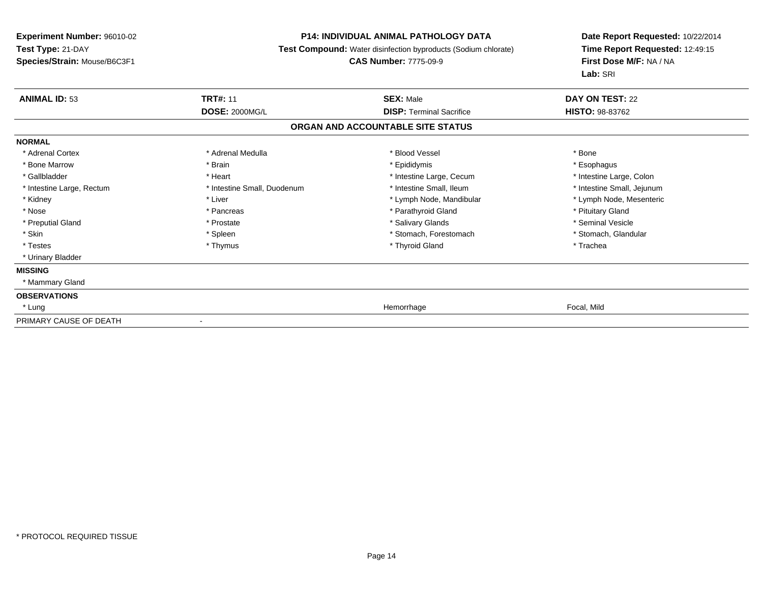**Experiment Number:** 96010-02
**Test Type:** 21-DAY
**Species/Strain:** Mouse/B6C3F1

**P14: INDIVIDUAL ANIMAL PATHOLOGY DATA**
**Test Compound:** Water disinfection byproducts (Sodium chlorate)
**CAS Number:** 7775-09-9

**Date Report Requested:** 10/22/2014
**Time Report Requested:** 12:49:15
**First Dose M/F:** NA / NA
**Lab:** SRI

| **ANIMAL ID:** 53 | **TRT#:** 11 | **SEX:** Male | **DAY ON TEST:** 22 |
|---|---|---|---|
| | **DOSE:** 2000MG/L | **DISP:** Terminal Sacrifice | **HISTO:** 98-83762 |

## ORGAN AND ACCOUNTABLE SITE STATUS

**NORMAL**

| | | | |
|---|---|---|---|
| * Adrenal Cortex | * Adrenal Medulla | * Blood Vessel | * Bone |
| * Bone Marrow | * Brain | * Epididymis | * Esophagus |
| * Gallbladder | * Heart | * Intestine Large, Cecum | * Intestine Large, Colon |
| * Intestine Large, Rectum | * Intestine Small, Duodenum | * Intestine Small, Ileum | * Intestine Small, Jejunum |
| * Kidney | * Liver | * Lymph Node, Mandibular | * Lymph Node, Mesenteric |
| * Nose | * Pancreas | * Parathyroid Gland | * Pituitary Gland |
| * Preputial Gland | * Prostate | * Salivary Glands | * Seminal Vesicle |
| * Skin | * Spleen | * Stomach, Forestomach | * Stomach, Glandular |
| * Testes | * Thymus | * Thyroid Gland | * Trachea |
| * Urinary Bladder | | | |

**MISSING**

* Mammary Gland

**OBSERVATIONS**

| | | | |
|---|---|---|---|
| * Lung | | Hemorrhage | Focal, Mild |

PRIMARY CAUSE OF DEATH -

* PROTOCOL REQUIRED TISSUE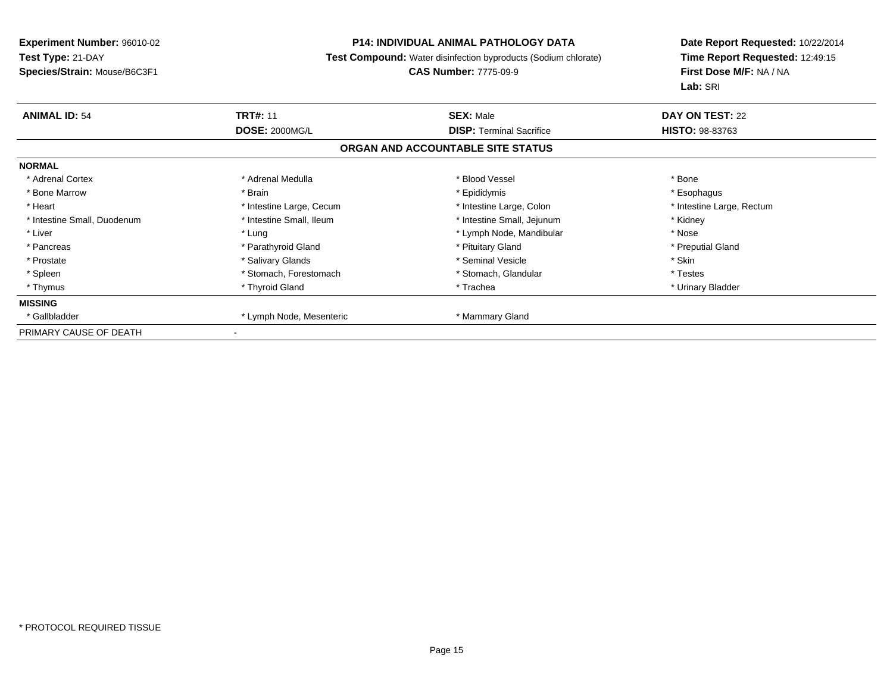**Experiment Number:** 96010-02
**Test Type:** 21-DAY
**Species/Strain:** Mouse/B6C3F1

**P14: INDIVIDUAL ANIMAL PATHOLOGY DATA**
**Test Compound:** Water disinfection byproducts (Sodium chlorate)
**CAS Number:** 7775-09-9

**Date Report Requested:** 10/22/2014
**Time Report Requested:** 12:49:15
**First Dose M/F:** NA / NA
**Lab:** SRI

| **ANIMAL ID:** 54 | **TRT#:** 11 | **SEX:** Male | **DAY ON TEST:** 22 |
|---|---|---|---|
| | **DOSE:** 2000MG/L | **DISP:** Terminal Sacrifice | **HISTO:** 98-83763 |

## ORGAN AND ACCOUNTABLE SITE STATUS

**NORMAL**

| | | | |
|---|---|---|---|
| * Adrenal Cortex | * Adrenal Medulla | * Blood Vessel | * Bone |
| * Bone Marrow | * Brain | * Epididymis | * Esophagus |
| * Heart | * Intestine Large, Cecum | * Intestine Large, Colon | * Intestine Large, Rectum |
| * Intestine Small, Duodenum | * Intestine Small, Ileum | * Intestine Small, Jejunum | * Kidney |
| * Liver | * Lung | * Lymph Node, Mandibular | * Nose |
| * Pancreas | * Parathyroid Gland | * Pituitary Gland | * Preputial Gland |
| * Prostate | * Salivary Glands | * Seminal Vesicle | * Skin |
| * Spleen | * Stomach, Forestomach | * Stomach, Glandular | * Testes |
| * Thymus | * Thyroid Gland | * Trachea | * Urinary Bladder |

**MISSING**

| | | |
|---|---|---|
| * Gallbladder | * Lymph Node, Mesenteric | * Mammary Gland |

PRIMARY CAUSE OF DEATH -

* PROTOCOL REQUIRED TISSUE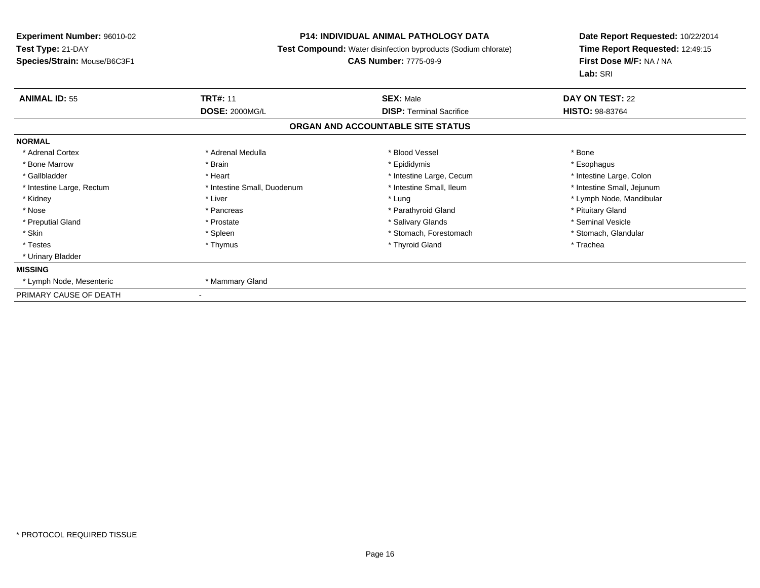**Experiment Number:** 96010-02
**Test Type:** 21-DAY
**Species/Strain:** Mouse/B6C3F1

**P14: INDIVIDUAL ANIMAL PATHOLOGY DATA**
**Test Compound:** Water disinfection byproducts (Sodium chlorate)
**CAS Number:** 7775-09-9

**Date Report Requested:** 10/22/2014
**Time Report Requested:** 12:49:15
**First Dose M/F:** NA / NA
**Lab:** SRI

| **ANIMAL ID:** 55 | **TRT#:** 11 | **SEX:** Male | **DAY ON TEST:** 22 |
|---|---|---|---|
| | **DOSE:** 2000MG/L | **DISP:** Terminal Sacrifice | **HISTO:** 98-83764 |

**ORGAN AND ACCOUNTABLE SITE STATUS**

**NORMAL**

| | | | |
|---|---|---|---|
| * Adrenal Cortex | * Adrenal Medulla | * Blood Vessel | * Bone |
| * Bone Marrow | * Brain | * Epididymis | * Esophagus |
| * Gallbladder | * Heart | * Intestine Large, Cecum | * Intestine Large, Colon |
| * Intestine Large, Rectum | * Intestine Small, Duodenum | * Intestine Small, Ileum | * Intestine Small, Jejunum |
| * Kidney | * Liver | * Lung | * Lymph Node, Mandibular |
| * Nose | * Pancreas | * Parathyroid Gland | * Pituitary Gland |
| * Preputial Gland | * Prostate | * Salivary Glands | * Seminal Vesicle |
| * Skin | * Spleen | * Stomach, Forestomach | * Stomach, Glandular |
| * Testes | * Thymus | * Thyroid Gland | * Trachea |
| * Urinary Bladder | | | |

**MISSING**

| | |
|---|---|
| * Lymph Node, Mesenteric | * Mammary Gland |

PRIMARY CAUSE OF DEATH -

* PROTOCOL REQUIRED TISSUE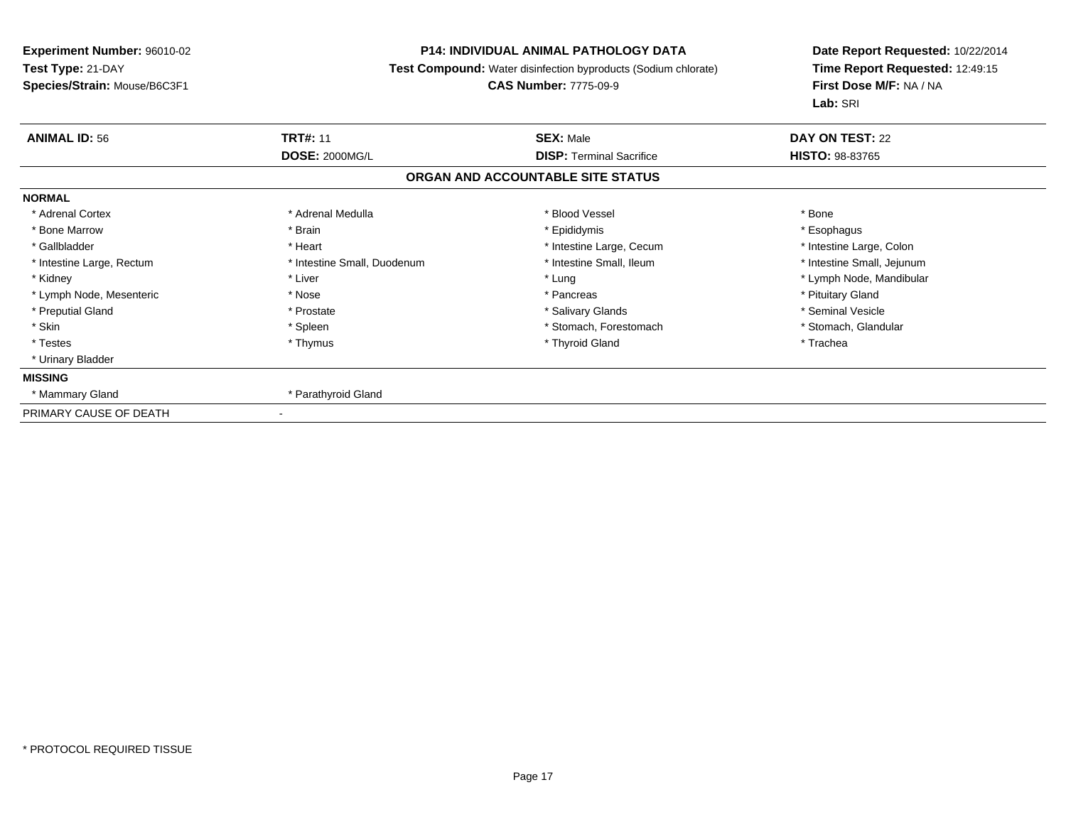**Experiment Number:** 96010-02
**Test Type:** 21-DAY
**Species/Strain:** Mouse/B6C3F1

**P14: INDIVIDUAL ANIMAL PATHOLOGY DATA**
**Test Compound:** Water disinfection byproducts (Sodium chlorate)
**CAS Number:** 7775-09-9

**Date Report Requested:** 10/22/2014
**Time Report Requested:** 12:49:15
**First Dose M/F:** NA / NA
**Lab:** SRI

| **ANIMAL ID:** 56 | **TRT#:** 11 | **SEX:** Male | **DAY ON TEST:** 22 |
|---|---|---|---|
| | **DOSE:** 2000MG/L | **DISP:** Terminal Sacrifice | **HISTO:** 98-83765 |

## ORGAN AND ACCOUNTABLE SITE STATUS

**NORMAL**

| | | | |
|---|---|---|---|
| * Adrenal Cortex | * Adrenal Medulla | * Blood Vessel | * Bone |
| * Bone Marrow | * Brain | * Epididymis | * Esophagus |
| * Gallbladder | * Heart | * Intestine Large, Cecum | * Intestine Large, Colon |
| * Intestine Large, Rectum | * Intestine Small, Duodenum | * Intestine Small, Ileum | * Intestine Small, Jejunum |
| * Kidney | * Liver | * Lung | * Lymph Node, Mandibular |
| * Lymph Node, Mesenteric | * Nose | * Pancreas | * Pituitary Gland |
| * Preputial Gland | * Prostate | * Salivary Glands | * Seminal Vesicle |
| * Skin | * Spleen | * Stomach, Forestomach | * Stomach, Glandular |
| * Testes | * Thymus | * Thyroid Gland | * Trachea |
| * Urinary Bladder | | | |

**MISSING**

| | |
|---|---|
| * Mammary Gland | * Parathyroid Gland |

PRIMARY CAUSE OF DEATH -

* PROTOCOL REQUIRED TISSUE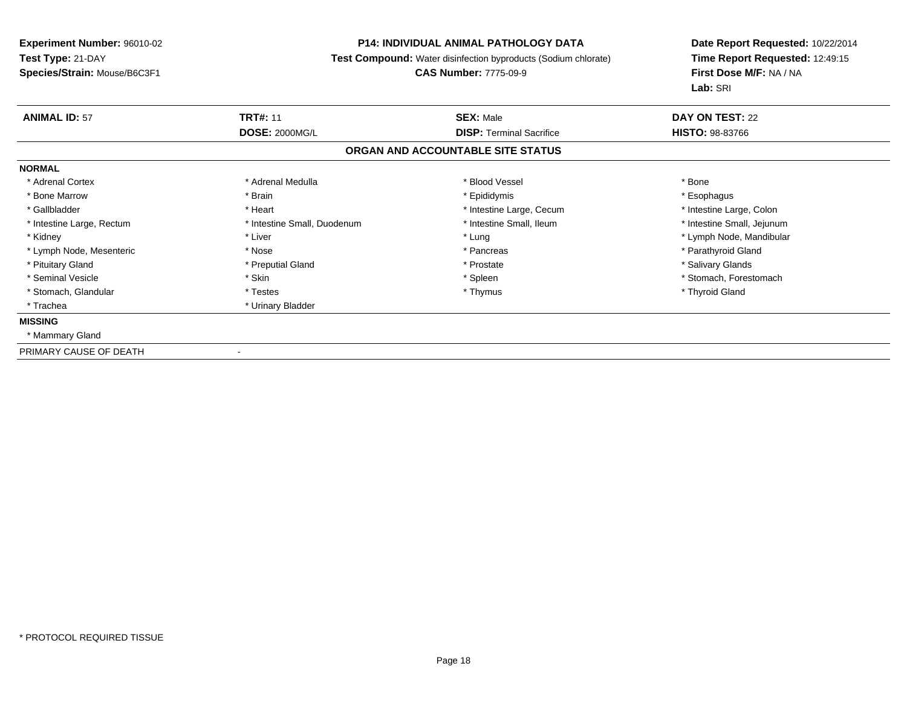**Experiment Number:** 96010-02
**Test Type:** 21-DAY
**Species/Strain:** Mouse/B6C3F1

**P14: INDIVIDUAL ANIMAL PATHOLOGY DATA**
**Test Compound:** Water disinfection byproducts (Sodium chlorate)
**CAS Number:** 7775-09-9

**Date Report Requested:** 10/22/2014
**Time Report Requested:** 12:49:15
**First Dose M/F:** NA / NA
**Lab:** SRI

| **ANIMAL ID:** 57 | **TRT#:** 11 | **SEX:** Male | **DAY ON TEST:** 22 |
|---|---|---|---|
| | **DOSE:** 2000MG/L | **DISP:** Terminal Sacrifice | **HISTO:** 98-83766 |

**ORGAN AND ACCOUNTABLE SITE STATUS**

**NORMAL**

| | | | |
|---|---|---|---|
| * Adrenal Cortex | * Adrenal Medulla | * Blood Vessel | * Bone |
| * Bone Marrow | * Brain | * Epididymis | * Esophagus |
| * Gallbladder | * Heart | * Intestine Large, Cecum | * Intestine Large, Colon |
| * Intestine Large, Rectum | * Intestine Small, Duodenum | * Intestine Small, Ileum | * Intestine Small, Jejunum |
| * Kidney | * Liver | * Lung | * Lymph Node, Mandibular |
| * Lymph Node, Mesenteric | * Nose | * Pancreas | * Parathyroid Gland |
| * Pituitary Gland | * Preputial Gland | * Prostate | * Salivary Glands |
| * Seminal Vesicle | * Skin | * Spleen | * Stomach, Forestomach |
| * Stomach, Glandular | * Testes | * Thymus | * Thyroid Gland |
| * Trachea | * Urinary Bladder | | |

**MISSING**

* Mammary Gland

PRIMARY CAUSE OF DEATH -

* PROTOCOL REQUIRED TISSUE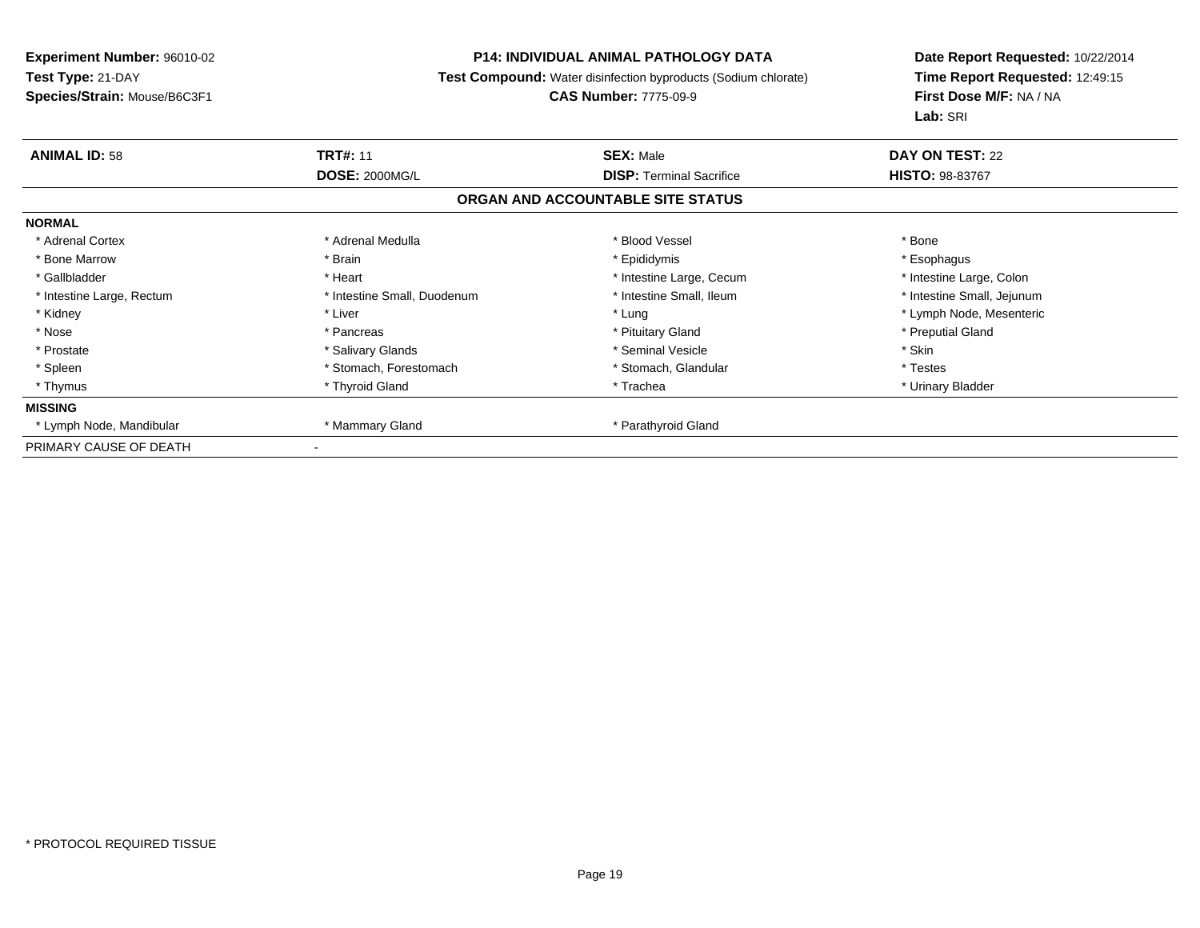**Experiment Number:** 96010-02
**Test Type:** 21-DAY
**Species/Strain:** Mouse/B6C3F1

**P14: INDIVIDUAL ANIMAL PATHOLOGY DATA**
**Test Compound:** Water disinfection byproducts (Sodium chlorate)
**CAS Number:** 7775-09-9

**Date Report Requested:** 10/22/2014
**Time Report Requested:** 12:49:15
**First Dose M/F:** NA / NA
**Lab:** SRI

| **ANIMAL ID:** 58 | **TRT#:** 11 | **SEX:** Male | **DAY ON TEST:** 22 |
|---|---|---|---|
| | **DOSE:** 2000MG/L | **DISP:** Terminal Sacrifice | **HISTO:** 98-83767 |

**ORGAN AND ACCOUNTABLE SITE STATUS**

| **NORMAL** | | | |
|---|---|---|---|
| * Adrenal Cortex | * Adrenal Medulla | * Blood Vessel | * Bone |
| * Bone Marrow | * Brain | * Epididymis | * Esophagus |
| * Gallbladder | * Heart | * Intestine Large, Cecum | * Intestine Large, Colon |
| * Intestine Large, Rectum | * Intestine Small, Duodenum | * Intestine Small, Ileum | * Intestine Small, Jejunum |
| * Kidney | * Liver | * Lung | * Lymph Node, Mesenteric |
| * Nose | * Pancreas | * Pituitary Gland | * Preputial Gland |
| * Prostate | * Salivary Glands | * Seminal Vesicle | * Skin |
| * Spleen | * Stomach, Forestomach | * Stomach, Glandular | * Testes |
| * Thymus | * Thyroid Gland | * Trachea | * Urinary Bladder |
| **MISSING** | | | |
| * Lymph Node, Mandibular | * Mammary Gland | * Parathyroid Gland | |
| PRIMARY CAUSE OF DEATH | - | | |

* PROTOCOL REQUIRED TISSUE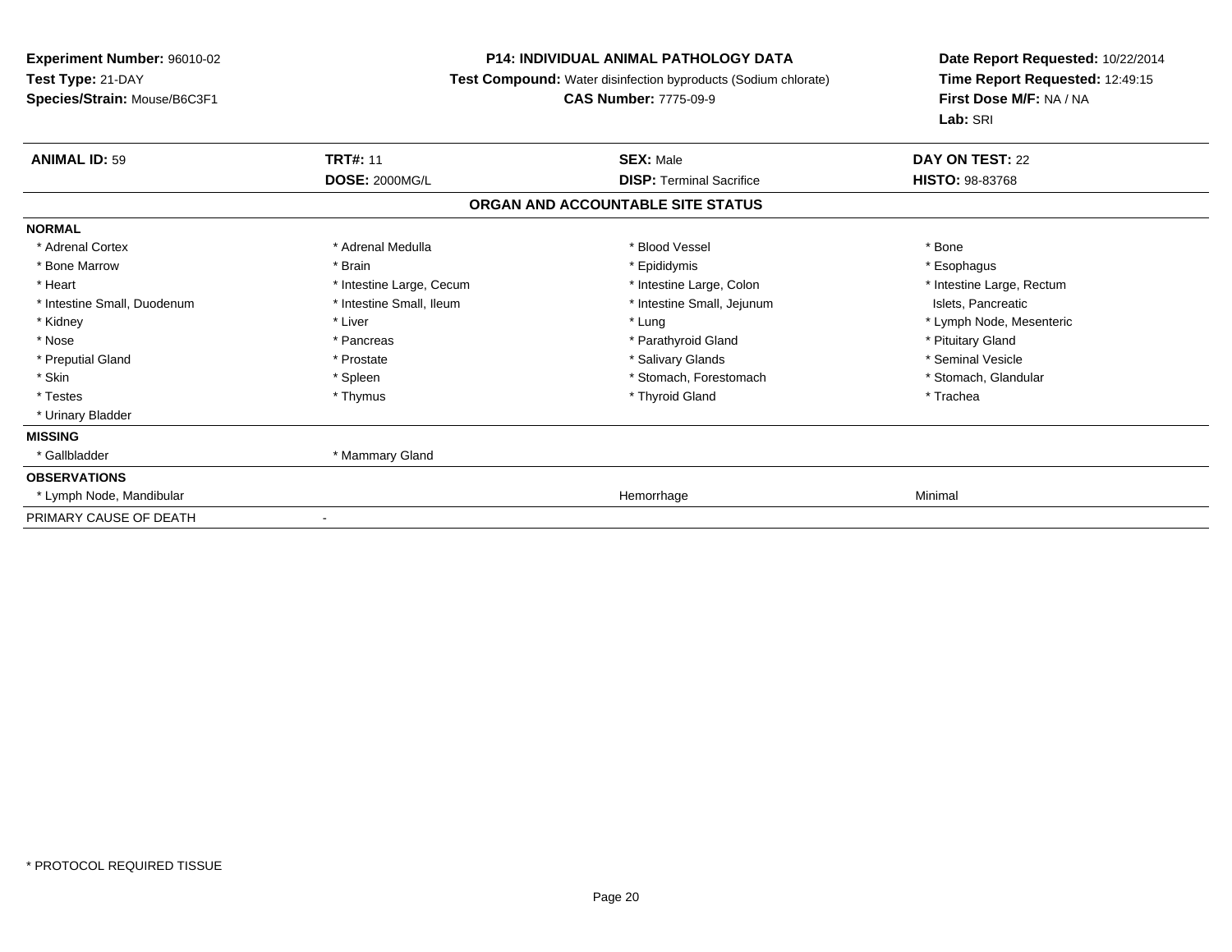**Experiment Number:** 96010-02
**Test Type:** 21-DAY
**Species/Strain:** Mouse/B6C3F1

**P14: INDIVIDUAL ANIMAL PATHOLOGY DATA**
**Test Compound:** Water disinfection byproducts (Sodium chlorate)
**CAS Number:** 7775-09-9

**Date Report Requested:** 10/22/2014
**Time Report Requested:** 12:49:15
**First Dose M/F:** NA / NA
**Lab:** SRI

| **ANIMAL ID:** 59 | **TRT#:** 11 | **SEX:** Male | **DAY ON TEST:** 22 |
|---|---|---|---|
| | **DOSE:** 2000MG/L | **DISP:** Terminal Sacrifice | **HISTO:** 98-83768 |

**ORGAN AND ACCOUNTABLE SITE STATUS**

**NORMAL**

| | | | |
|---|---|---|---|
| * Adrenal Cortex | * Adrenal Medulla | * Blood Vessel | * Bone |
| * Bone Marrow | * Brain | * Epididymis | * Esophagus |
| * Heart | * Intestine Large, Cecum | * Intestine Large, Colon | * Intestine Large, Rectum |
| * Intestine Small, Duodenum | * Intestine Small, Ileum | * Intestine Small, Jejunum | Islets, Pancreatic |
| * Kidney | * Liver | * Lung | * Lymph Node, Mesenteric |
| * Nose | * Pancreas | * Parathyroid Gland | * Pituitary Gland |
| * Preputial Gland | * Prostate | * Salivary Glands | * Seminal Vesicle |
| * Skin | * Spleen | * Stomach, Forestomach | * Stomach, Glandular |
| * Testes | * Thymus | * Thyroid Gland | * Trachea |
| * Urinary Bladder | | | |

**MISSING**

| | |
|---|---|
| * Gallbladder | * Mammary Gland |

**OBSERVATIONS**

| | | |
|---|---|---|
| * Lymph Node, Mandibular | Hemorrhage | Minimal |

PRIMARY CAUSE OF DEATH -

* PROTOCOL REQUIRED TISSUE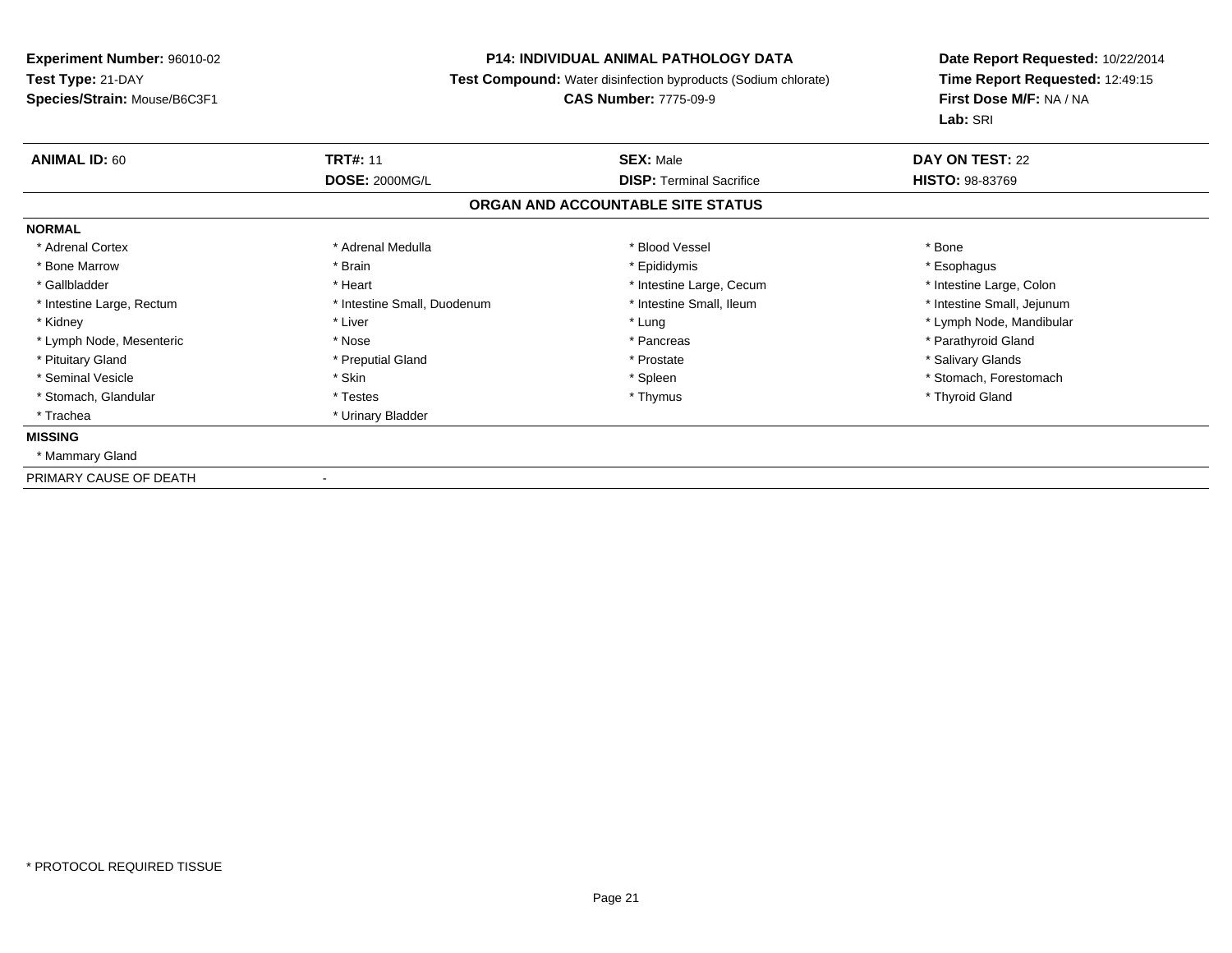**Experiment Number:** 96010-02
**Test Type:** 21-DAY
**Species/Strain:** Mouse/B6C3F1

**P14: INDIVIDUAL ANIMAL PATHOLOGY DATA**
**Test Compound:** Water disinfection byproducts (Sodium chlorate)
**CAS Number:** 7775-09-9

**Date Report Requested:** 10/22/2014
**Time Report Requested:** 12:49:15
**First Dose M/F:** NA / NA
**Lab:** SRI

| **ANIMAL ID:** 60 | **TRT#:** 11 | **SEX:** Male | **DAY ON TEST:** 22 |
|---|---|---|---|
| | **DOSE:** 2000MG/L | **DISP:** Terminal Sacrifice | **HISTO:** 98-83769 |

## ORGAN AND ACCOUNTABLE SITE STATUS

**NORMAL**

| | | | |
|---|---|---|---|
| * Adrenal Cortex | * Adrenal Medulla | * Blood Vessel | * Bone |
| * Bone Marrow | * Brain | * Epididymis | * Esophagus |
| * Gallbladder | * Heart | * Intestine Large, Cecum | * Intestine Large, Colon |
| * Intestine Large, Rectum | * Intestine Small, Duodenum | * Intestine Small, Ileum | * Intestine Small, Jejunum |
| * Kidney | * Liver | * Lung | * Lymph Node, Mandibular |
| * Lymph Node, Mesenteric | * Nose | * Pancreas | * Parathyroid Gland |
| * Pituitary Gland | * Preputial Gland | * Prostate | * Salivary Glands |
| * Seminal Vesicle | * Skin | * Spleen | * Stomach, Forestomach |
| * Stomach, Glandular | * Testes | * Thymus | * Thyroid Gland |
| * Trachea | * Urinary Bladder | | |

**MISSING**

* Mammary Gland

PRIMARY CAUSE OF DEATH -

* PROTOCOL REQUIRED TISSUE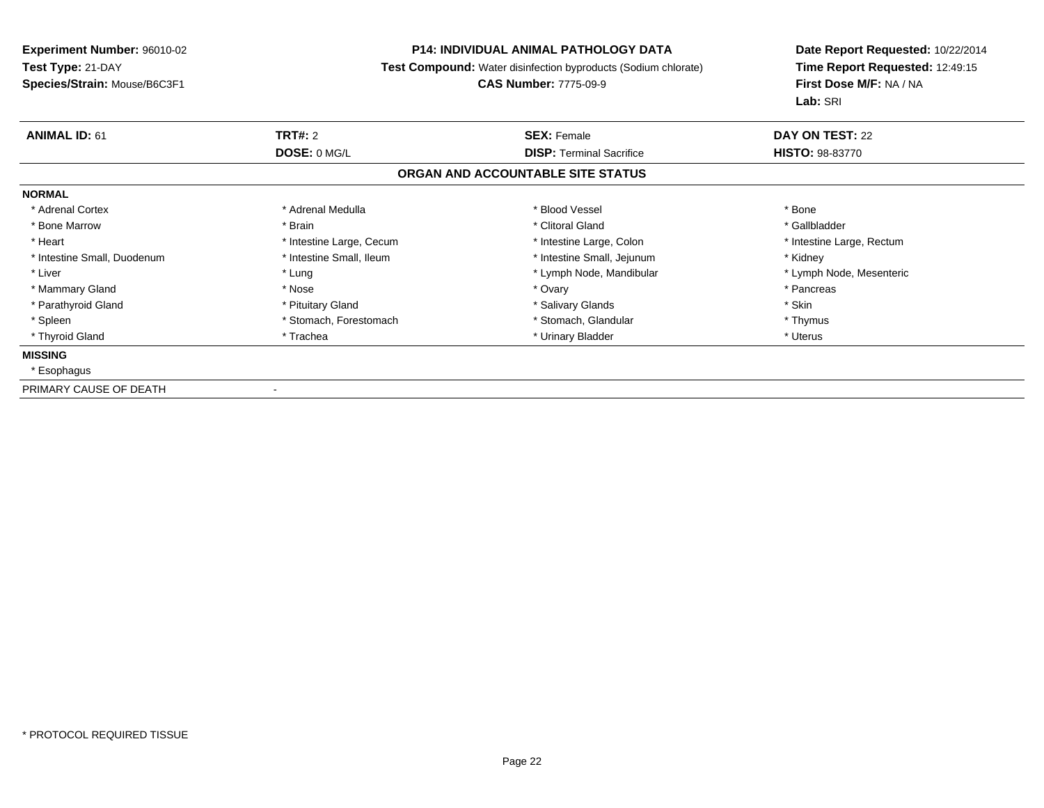**Experiment Number:** 96010-02
**Test Type:** 21-DAY
**Species/Strain:** Mouse/B6C3F1

**P14: INDIVIDUAL ANIMAL PATHOLOGY DATA**
**Test Compound:** Water disinfection byproducts (Sodium chlorate)
**CAS Number:** 7775-09-9

**Date Report Requested:** 10/22/2014
**Time Report Requested:** 12:49:15
**First Dose M/F:** NA / NA
**Lab:** SRI

| **ANIMAL ID:** 61 | **TRT#:** 2 | **SEX:** Female | **DAY ON TEST:** 22 |
|---|---|---|---|
| | **DOSE:** 0 MG/L | **DISP:** Terminal Sacrifice | **HISTO:** 98-83770 |

## ORGAN AND ACCOUNTABLE SITE STATUS

**NORMAL**

| | | | |
|---|---|---|---|
| * Adrenal Cortex | * Adrenal Medulla | * Blood Vessel | * Bone |
| * Bone Marrow | * Brain | * Clitoral Gland | * Gallbladder |
| * Heart | * Intestine Large, Cecum | * Intestine Large, Colon | * Intestine Large, Rectum |
| * Intestine Small, Duodenum | * Intestine Small, Ileum | * Intestine Small, Jejunum | * Kidney |
| * Liver | * Lung | * Lymph Node, Mandibular | * Lymph Node, Mesenteric |
| * Mammary Gland | * Nose | * Ovary | * Pancreas |
| * Parathyroid Gland | * Pituitary Gland | * Salivary Glands | * Skin |
| * Spleen | * Stomach, Forestomach | * Stomach, Glandular | * Thymus |
| * Thyroid Gland | * Trachea | * Urinary Bladder | * Uterus |

**MISSING**

* Esophagus

PRIMARY CAUSE OF DEATH -

* PROTOCOL REQUIRED TISSUE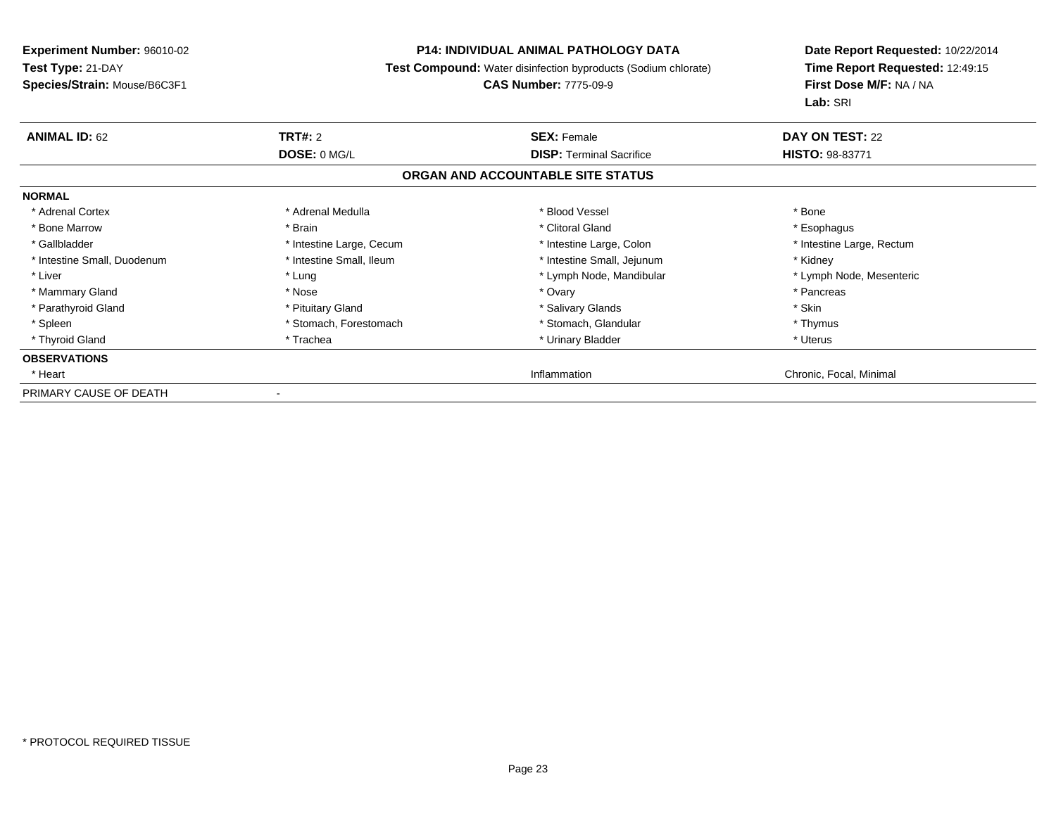**Experiment Number:** 96010-02
**Test Type:** 21-DAY
**Species/Strain:** Mouse/B6C3F1

**P14: INDIVIDUAL ANIMAL PATHOLOGY DATA**
**Test Compound:** Water disinfection byproducts (Sodium chlorate)
**CAS Number:** 7775-09-9

**Date Report Requested:** 10/22/2014
**Time Report Requested:** 12:49:15
**First Dose M/F:** NA / NA
**Lab:** SRI

| **ANIMAL ID:** 62 | **TRT#:** 2 | **SEX:** Female | **DAY ON TEST:** 22 |
|---|---|---|---|
| | **DOSE:** 0 MG/L | **DISP:** Terminal Sacrifice | **HISTO:** 98-83771 |

### ORGAN AND ACCOUNTABLE SITE STATUS

| | | | |
|---|---|---|---|
| **NORMAL** | | | |
| * Adrenal Cortex | * Adrenal Medulla | * Blood Vessel | * Bone |
| * Bone Marrow | * Brain | * Clitoral Gland | * Esophagus |
| * Gallbladder | * Intestine Large, Cecum | * Intestine Large, Colon | * Intestine Large, Rectum |
| * Intestine Small, Duodenum | * Intestine Small, Ileum | * Intestine Small, Jejunum | * Kidney |
| * Liver | * Lung | * Lymph Node, Mandibular | * Lymph Node, Mesenteric |
| * Mammary Gland | * Nose | * Ovary | * Pancreas |
| * Parathyroid Gland | * Pituitary Gland | * Salivary Glands | * Skin |
| * Spleen | * Stomach, Forestomach | * Stomach, Glandular | * Thymus |
| * Thyroid Gland | * Trachea | * Urinary Bladder | * Uterus |
| **OBSERVATIONS** | | | |
| * Heart | | Inflammation | Chronic, Focal, Minimal |
| PRIMARY CAUSE OF DEATH | - | | |

* PROTOCOL REQUIRED TISSUE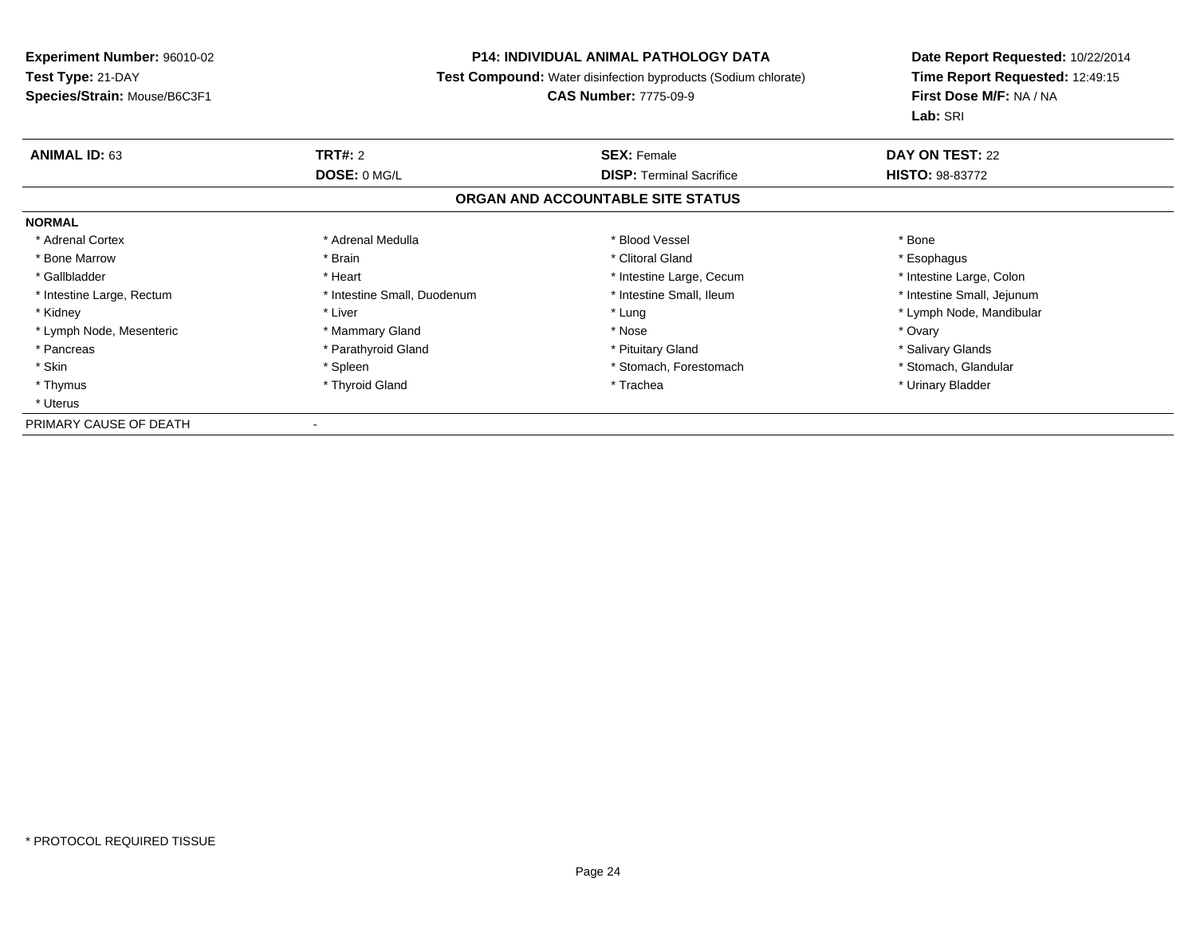**Experiment Number:** 96010-02
**Test Type:** 21-DAY
**Species/Strain:** Mouse/B6C3F1

**P14: INDIVIDUAL ANIMAL PATHOLOGY DATA**
**Test Compound:** Water disinfection byproducts (Sodium chlorate)
**CAS Number:** 7775-09-9

**Date Report Requested:** 10/22/2014
**Time Report Requested:** 12:49:15
**First Dose M/F:** NA / NA
**Lab:** SRI

| **ANIMAL ID:** 63 | **TRT#:** 2 | **SEX:** Female | **DAY ON TEST:** 22 |
|---|---|---|---|
| | **DOSE:** 0 MG/L | **DISP:** Terminal Sacrifice | **HISTO:** 98-83772 |

**ORGAN AND ACCOUNTABLE SITE STATUS**

**NORMAL**

| | | | |
|---|---|---|---|
| * Adrenal Cortex | * Adrenal Medulla | * Blood Vessel | * Bone |
| * Bone Marrow | * Brain | * Clitoral Gland | * Esophagus |
| * Gallbladder | * Heart | * Intestine Large, Cecum | * Intestine Large, Colon |
| * Intestine Large, Rectum | * Intestine Small, Duodenum | * Intestine Small, Ileum | * Intestine Small, Jejunum |
| * Kidney | * Liver | * Lung | * Lymph Node, Mandibular |
| * Lymph Node, Mesenteric | * Mammary Gland | * Nose | * Ovary |
| * Pancreas | * Parathyroid Gland | * Pituitary Gland | * Salivary Glands |
| * Skin | * Spleen | * Stomach, Forestomach | * Stomach, Glandular |
| * Thymus | * Thyroid Gland | * Trachea | * Urinary Bladder |
| * Uterus | | | |

PRIMARY CAUSE OF DEATH -

* PROTOCOL REQUIRED TISSUE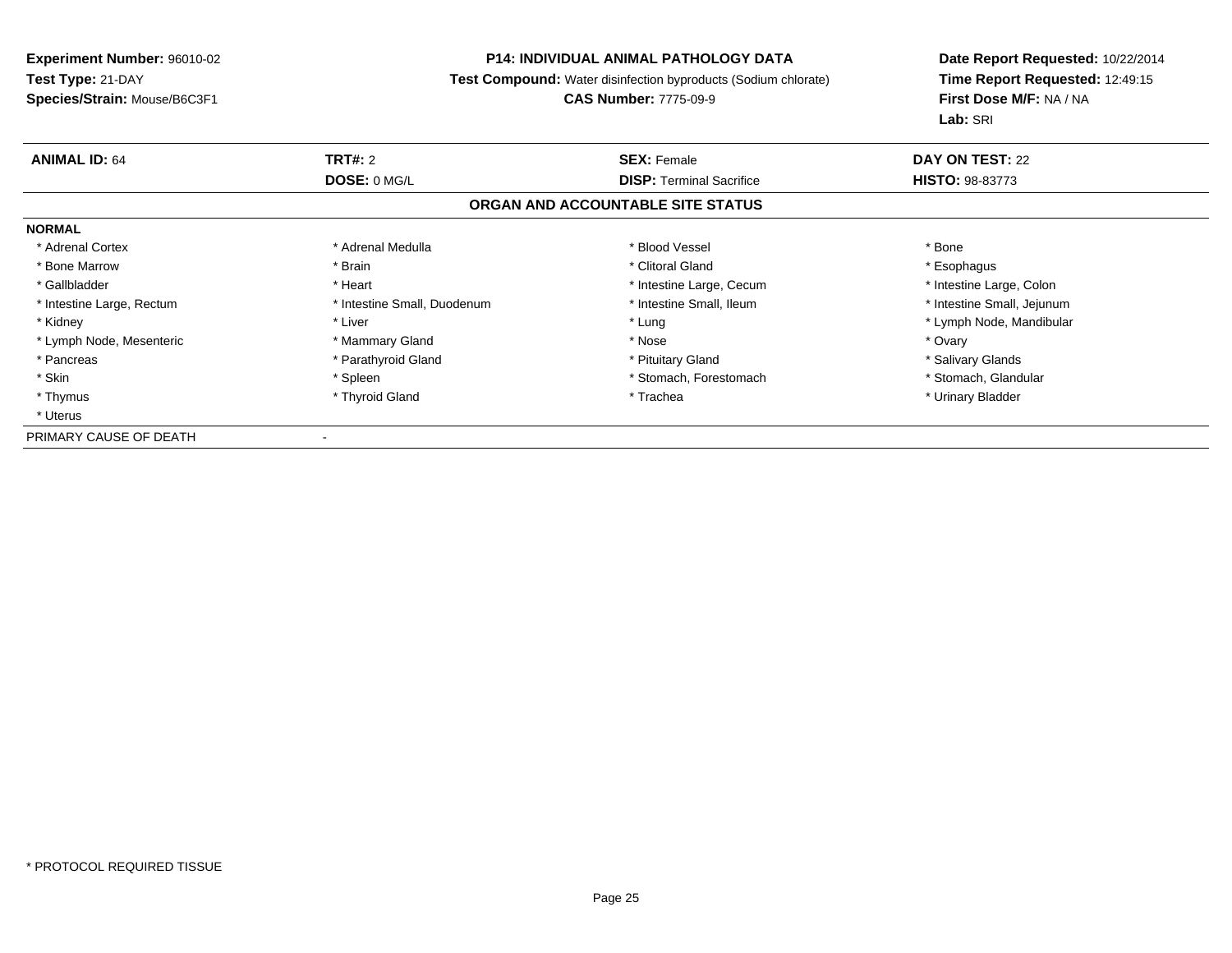**Experiment Number:** 96010-02
**Test Type:** 21-DAY
**Species/Strain:** Mouse/B6C3F1

**P14: INDIVIDUAL ANIMAL PATHOLOGY DATA**
**Test Compound:** Water disinfection byproducts (Sodium chlorate)
**CAS Number:** 7775-09-9

**Date Report Requested:** 10/22/2014
**Time Report Requested:** 12:49:15
**First Dose M/F:** NA / NA
**Lab:** SRI

| **ANIMAL ID:** 64 | **TRT#:** 2 | **SEX:** Female | **DAY ON TEST:** 22 |
|---|---|---|---|
| | **DOSE:** 0 MG/L | **DISP:** Terminal Sacrifice | **HISTO:** 98-83773 |

**ORGAN AND ACCOUNTABLE SITE STATUS**

**NORMAL**

| | | | |
|---|---|---|---|
| * Adrenal Cortex | * Adrenal Medulla | * Blood Vessel | * Bone |
| * Bone Marrow | * Brain | * Clitoral Gland | * Esophagus |
| * Gallbladder | * Heart | * Intestine Large, Cecum | * Intestine Large, Colon |
| * Intestine Large, Rectum | * Intestine Small, Duodenum | * Intestine Small, Ileum | * Intestine Small, Jejunum |
| * Kidney | * Liver | * Lung | * Lymph Node, Mandibular |
| * Lymph Node, Mesenteric | * Mammary Gland | * Nose | * Ovary |
| * Pancreas | * Parathyroid Gland | * Pituitary Gland | * Salivary Glands |
| * Skin | * Spleen | * Stomach, Forestomach | * Stomach, Glandular |
| * Thymus | * Thyroid Gland | * Trachea | * Urinary Bladder |
| * Uterus | | | |

PRIMARY CAUSE OF DEATH -

* PROTOCOL REQUIRED TISSUE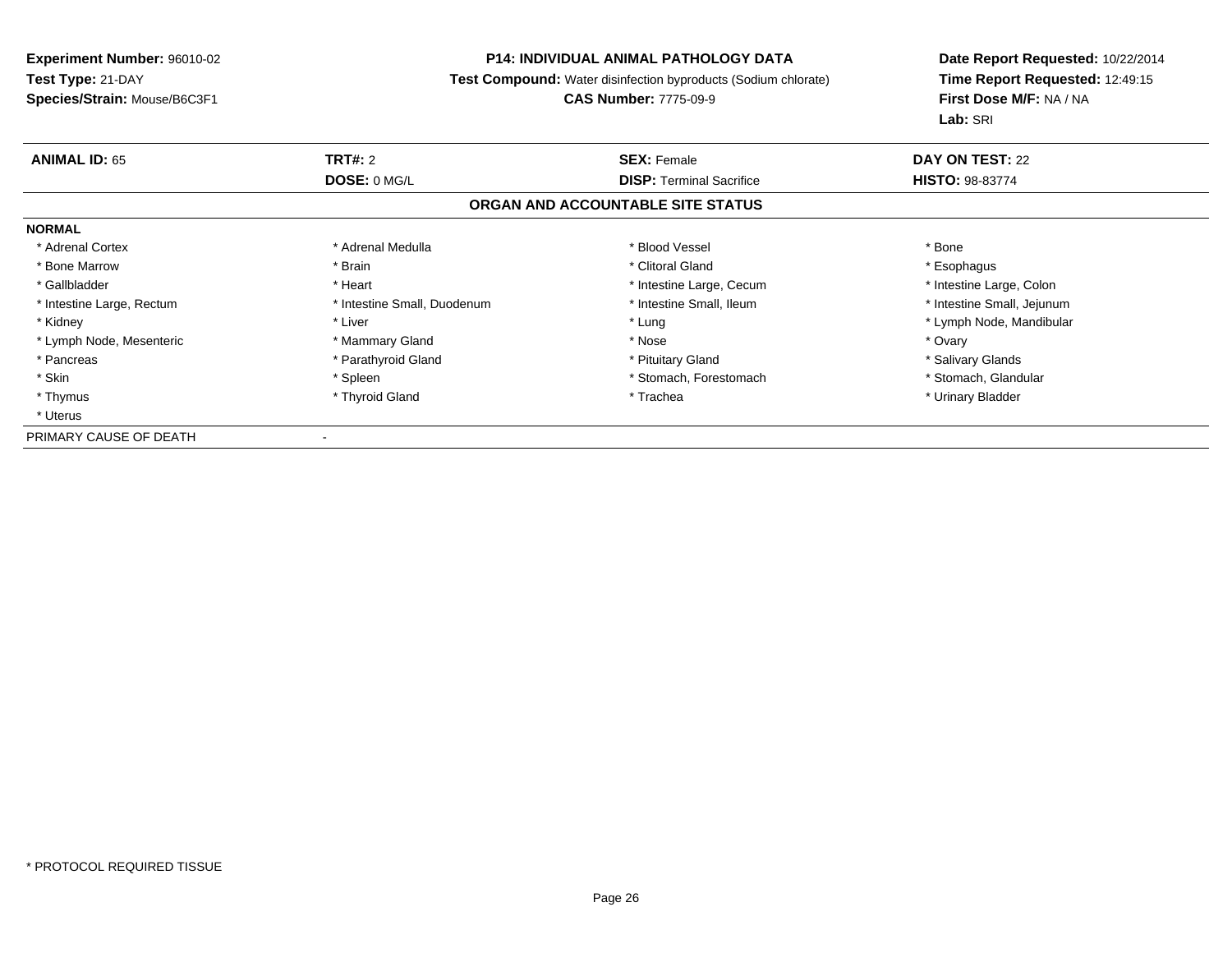**Experiment Number:** 96010-02
**Test Type:** 21-DAY
**Species/Strain:** Mouse/B6C3F1

**P14: INDIVIDUAL ANIMAL PATHOLOGY DATA**
**Test Compound:** Water disinfection byproducts (Sodium chlorate)
**CAS Number:** 7775-09-9

**Date Report Requested:** 10/22/2014
**Time Report Requested:** 12:49:15
**First Dose M/F:** NA / NA
**Lab:** SRI

| **ANIMAL ID:** 65 | **TRT#:** 2 | **SEX:** Female | **DAY ON TEST:** 22 |
|---|---|---|---|
| | **DOSE:** 0 MG/L | **DISP:** Terminal Sacrifice | **HISTO:** 98-83774 |

## ORGAN AND ACCOUNTABLE SITE STATUS

**NORMAL**

| | | | |
|---|---|---|---|
| * Adrenal Cortex | * Adrenal Medulla | * Blood Vessel | * Bone |
| * Bone Marrow | * Brain | * Clitoral Gland | * Esophagus |
| * Gallbladder | * Heart | * Intestine Large, Cecum | * Intestine Large, Colon |
| * Intestine Large, Rectum | * Intestine Small, Duodenum | * Intestine Small, Ileum | * Intestine Small, Jejunum |
| * Kidney | * Liver | * Lung | * Lymph Node, Mandibular |
| * Lymph Node, Mesenteric | * Mammary Gland | * Nose | * Ovary |
| * Pancreas | * Parathyroid Gland | * Pituitary Gland | * Salivary Glands |
| * Skin | * Spleen | * Stomach, Forestomach | * Stomach, Glandular |
| * Thymus | * Thyroid Gland | * Trachea | * Urinary Bladder |
| * Uterus | | | |

PRIMARY CAUSE OF DEATH -

* PROTOCOL REQUIRED TISSUE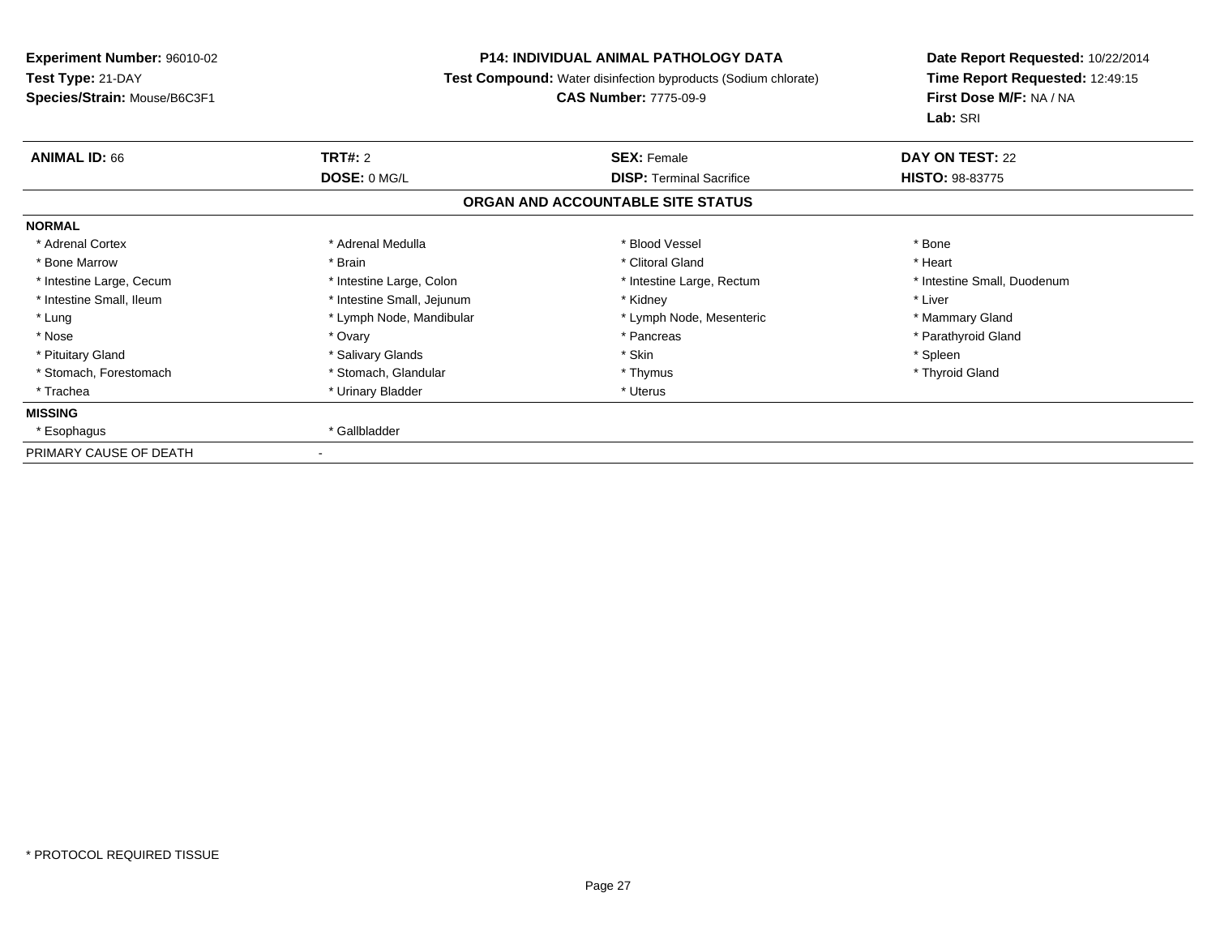**Experiment Number:** 96010-02
**Test Type:** 21-DAY
**Species/Strain:** Mouse/B6C3F1

**P14: INDIVIDUAL ANIMAL PATHOLOGY DATA**
**Test Compound:** Water disinfection byproducts (Sodium chlorate)
**CAS Number:** 7775-09-9

**Date Report Requested:** 10/22/2014
**Time Report Requested:** 12:49:15
**First Dose M/F:** NA / NA
**Lab:** SRI

| **ANIMAL ID:** 66 | **TRT#:** 2 | **SEX:** Female | **DAY ON TEST:** 22 |
|---|---|---|---|
| | **DOSE:** 0 MG/L | **DISP:** Terminal Sacrifice | **HISTO:** 98-83775 |

## ORGAN AND ACCOUNTABLE SITE STATUS

**NORMAL**

| | | | |
|---|---|---|---|
| * Adrenal Cortex | * Adrenal Medulla | * Blood Vessel | * Bone |
| * Bone Marrow | * Brain | * Clitoral Gland | * Heart |
| * Intestine Large, Cecum | * Intestine Large, Colon | * Intestine Large, Rectum | * Intestine Small, Duodenum |
| * Intestine Small, Ileum | * Intestine Small, Jejunum | * Kidney | * Liver |
| * Lung | * Lymph Node, Mandibular | * Lymph Node, Mesenteric | * Mammary Gland |
| * Nose | * Ovary | * Pancreas | * Parathyroid Gland |
| * Pituitary Gland | * Salivary Glands | * Skin | * Spleen |
| * Stomach, Forestomach | * Stomach, Glandular | * Thymus | * Thyroid Gland |
| * Trachea | * Urinary Bladder | * Uterus | |

**MISSING**

| | |
|---|---|
| * Esophagus | * Gallbladder |

PRIMARY CAUSE OF DEATH -

* PROTOCOL REQUIRED TISSUE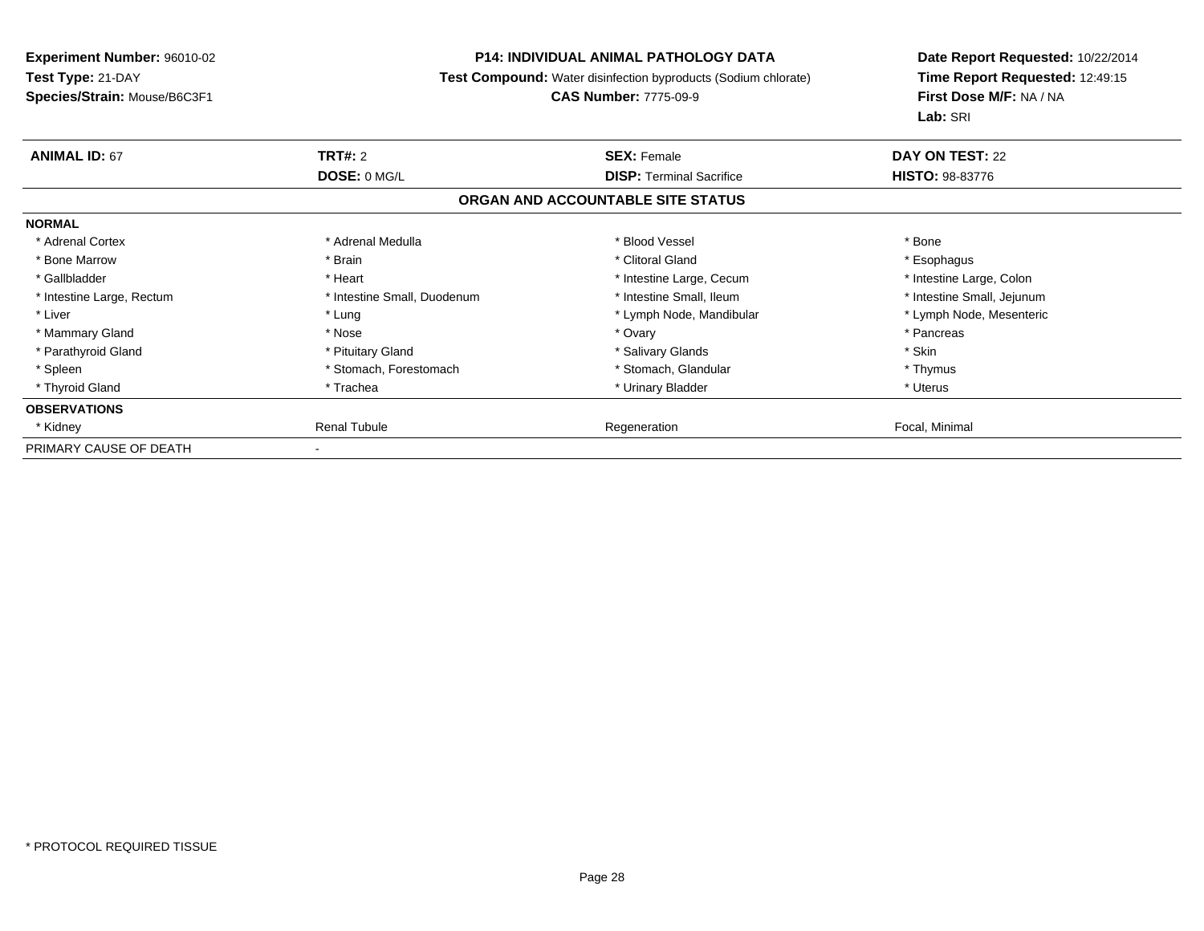**Experiment Number:** 96010-02
**Test Type:** 21-DAY
**Species/Strain:** Mouse/B6C3F1

**P14: INDIVIDUAL ANIMAL PATHOLOGY DATA**
**Test Compound:** Water disinfection byproducts (Sodium chlorate)
**CAS Number:** 7775-09-9

**Date Report Requested:** 10/22/2014
**Time Report Requested:** 12:49:15
**First Dose M/F:** NA / NA
**Lab:** SRI

| **ANIMAL ID:** 67 | **TRT#:** 2 | **SEX:** Female | **DAY ON TEST:** 22 |
|---|---|---|---|
| | **DOSE:** 0 MG/L | **DISP:** Terminal Sacrifice | **HISTO:** 98-83776 |

**ORGAN AND ACCOUNTABLE SITE STATUS**

| **NORMAL** | | | |
|---|---|---|---|
| * Adrenal Cortex | * Adrenal Medulla | * Blood Vessel | * Bone |
| * Bone Marrow | * Brain | * Clitoral Gland | * Esophagus |
| * Gallbladder | * Heart | * Intestine Large, Cecum | * Intestine Large, Colon |
| * Intestine Large, Rectum | * Intestine Small, Duodenum | * Intestine Small, Ileum | * Intestine Small, Jejunum |
| * Liver | * Lung | * Lymph Node, Mandibular | * Lymph Node, Mesenteric |
| * Mammary Gland | * Nose | * Ovary | * Pancreas |
| * Parathyroid Gland | * Pituitary Gland | * Salivary Glands | * Skin |
| * Spleen | * Stomach, Forestomach | * Stomach, Glandular | * Thymus |
| * Thyroid Gland | * Trachea | * Urinary Bladder | * Uterus |
| **OBSERVATIONS** | | | |
| * Kidney | Renal Tubule | Regeneration | Focal, Minimal |
| PRIMARY CAUSE OF DEATH | - | | |

* PROTOCOL REQUIRED TISSUE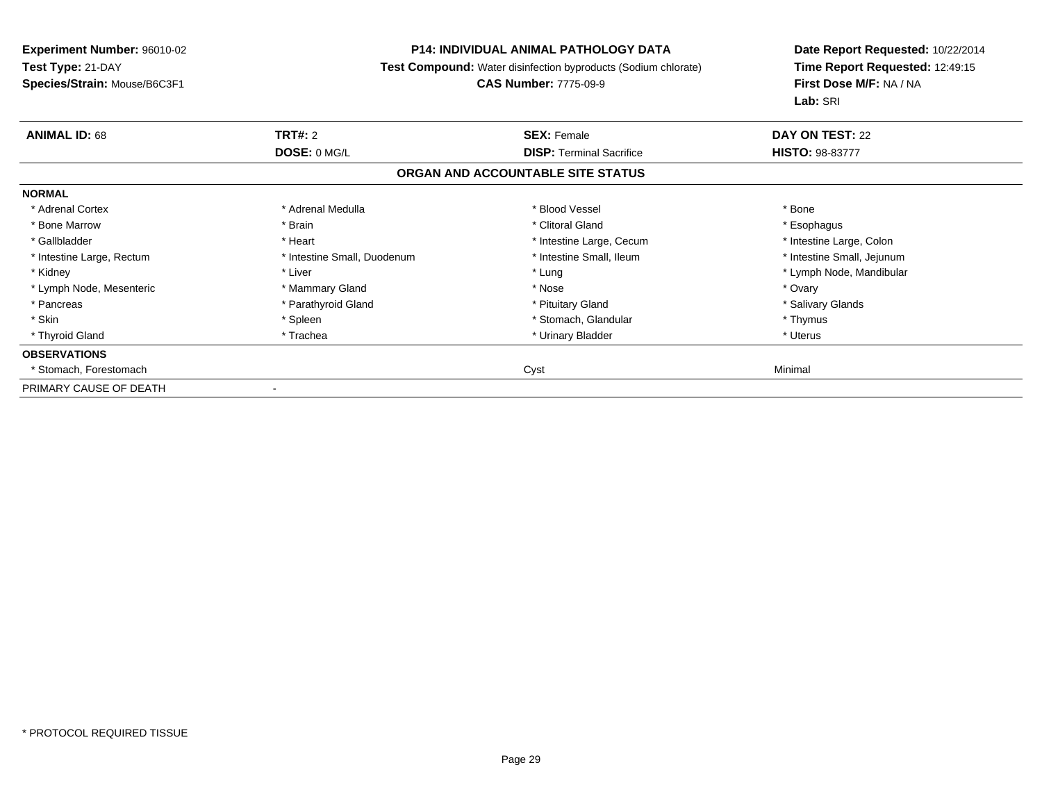**Experiment Number:** 96010-02
**Test Type:** 21-DAY
**Species/Strain:** Mouse/B6C3F1

**P14: INDIVIDUAL ANIMAL PATHOLOGY DATA**
**Test Compound:** Water disinfection byproducts (Sodium chlorate)
**CAS Number:** 7775-09-9

**Date Report Requested:** 10/22/2014
**Time Report Requested:** 12:49:15
**First Dose M/F:** NA / NA
**Lab:** SRI

| **ANIMAL ID:** 68 | **TRT#:** 2 | **SEX:** Female | **DAY ON TEST:** 22 |
|---|---|---|---|
| | **DOSE:** 0 MG/L | **DISP:** Terminal Sacrifice | **HISTO:** 98-83777 |

## ORGAN AND ACCOUNTABLE SITE STATUS

| **NORMAL** | | | |
|---|---|---|---|
| * Adrenal Cortex | * Adrenal Medulla | * Blood Vessel | * Bone |
| * Bone Marrow | * Brain | * Clitoral Gland | * Esophagus |
| * Gallbladder | * Heart | * Intestine Large, Cecum | * Intestine Large, Colon |
| * Intestine Large, Rectum | * Intestine Small, Duodenum | * Intestine Small, Ileum | * Intestine Small, Jejunum |
| * Kidney | * Liver | * Lung | * Lymph Node, Mandibular |
| * Lymph Node, Mesenteric | * Mammary Gland | * Nose | * Ovary |
| * Pancreas | * Parathyroid Gland | * Pituitary Gland | * Salivary Glands |
| * Skin | * Spleen | * Stomach, Glandular | * Thymus |
| * Thyroid Gland | * Trachea | * Urinary Bladder | * Uterus |
| **OBSERVATIONS** | | | |
| * Stomach, Forestomach | | Cyst | Minimal |
| PRIMARY CAUSE OF DEATH | - | | |

* PROTOCOL REQUIRED TISSUE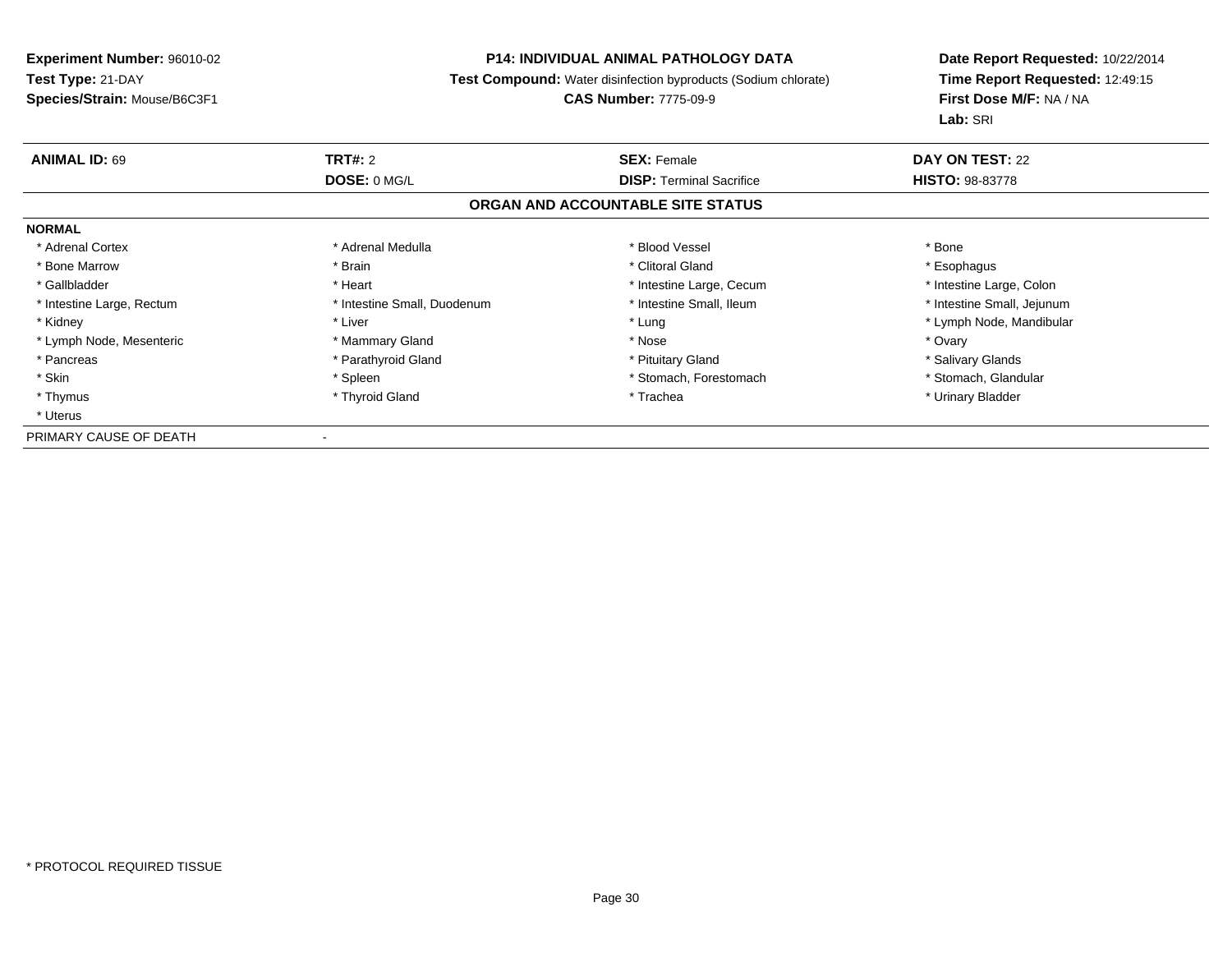**Experiment Number:** 96010-02
**Test Type:** 21-DAY
**Species/Strain:** Mouse/B6C3F1

**P14: INDIVIDUAL ANIMAL PATHOLOGY DATA**
**Test Compound:** Water disinfection byproducts (Sodium chlorate)
**CAS Number:** 7775-09-9

**Date Report Requested:** 10/22/2014
**Time Report Requested:** 12:49:15
**First Dose M/F:** NA / NA
**Lab:** SRI

| **ANIMAL ID:** 69 | **TRT#:** 2 | **SEX:** Female | **DAY ON TEST:** 22 |
|---|---|---|---|
| | **DOSE:** 0 MG/L | **DISP:** Terminal Sacrifice | **HISTO:** 98-83778 |

## ORGAN AND ACCOUNTABLE SITE STATUS

**NORMAL**

| | | | |
|---|---|---|---|
| * Adrenal Cortex | * Adrenal Medulla | * Blood Vessel | * Bone |
| * Bone Marrow | * Brain | * Clitoral Gland | * Esophagus |
| * Gallbladder | * Heart | * Intestine Large, Cecum | * Intestine Large, Colon |
| * Intestine Large, Rectum | * Intestine Small, Duodenum | * Intestine Small, Ileum | * Intestine Small, Jejunum |
| * Kidney | * Liver | * Lung | * Lymph Node, Mandibular |
| * Lymph Node, Mesenteric | * Mammary Gland | * Nose | * Ovary |
| * Pancreas | * Parathyroid Gland | * Pituitary Gland | * Salivary Glands |
| * Skin | * Spleen | * Stomach, Forestomach | * Stomach, Glandular |
| * Thymus | * Thyroid Gland | * Trachea | * Urinary Bladder |
| * Uterus | | | |

PRIMARY CAUSE OF DEATH -

\* PROTOCOL REQUIRED TISSUE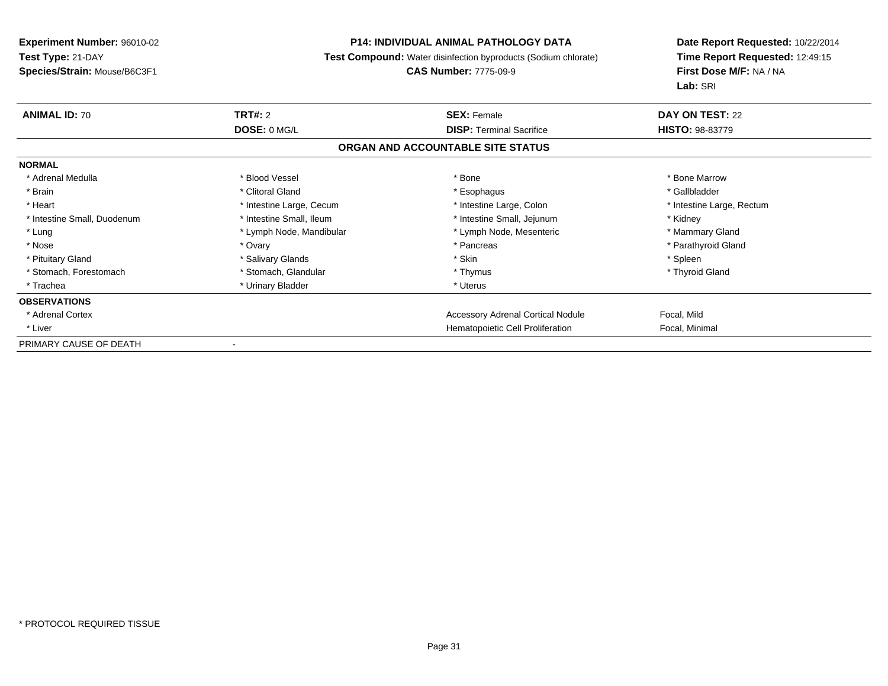**Experiment Number:** 96010-02
**Test Type:** 21-DAY
**Species/Strain:** Mouse/B6C3F1

**P14: INDIVIDUAL ANIMAL PATHOLOGY DATA**
**Test Compound:** Water disinfection byproducts (Sodium chlorate)
**CAS Number:** 7775-09-9

**Date Report Requested:** 10/22/2014
**Time Report Requested:** 12:49:15
**First Dose M/F:** NA / NA
**Lab:** SRI

| **ANIMAL ID:** 70 | **TRT#:** 2 | **SEX:** Female | **DAY ON TEST:** 22 |
|---|---|---|---|
| | **DOSE:** 0 MG/L | **DISP:** Terminal Sacrifice | **HISTO:** 98-83779 |

## ORGAN AND ACCOUNTABLE SITE STATUS

| | | | |
|---|---|---|---|
| **NORMAL** | | | |
| * Adrenal Medulla | * Blood Vessel | * Bone | * Bone Marrow |
| * Brain | * Clitoral Gland | * Esophagus | * Gallbladder |
| * Heart | * Intestine Large, Cecum | * Intestine Large, Colon | * Intestine Large, Rectum |
| * Intestine Small, Duodenum | * Intestine Small, Ileum | * Intestine Small, Jejunum | * Kidney |
| * Lung | * Lymph Node, Mandibular | * Lymph Node, Mesenteric | * Mammary Gland |
| * Nose | * Ovary | * Pancreas | * Parathyroid Gland |
| * Pituitary Gland | * Salivary Glands | * Skin | * Spleen |
| * Stomach, Forestomach | * Stomach, Glandular | * Thymus | * Thyroid Gland |
| * Trachea | * Urinary Bladder | * Uterus | |
| **OBSERVATIONS** | | | |
| * Adrenal Cortex | | Accessory Adrenal Cortical Nodule | Focal, Mild |
| * Liver | | Hematopoietic Cell Proliferation | Focal, Minimal |
| PRIMARY CAUSE OF DEATH | - | | |

* PROTOCOL REQUIRED TISSUE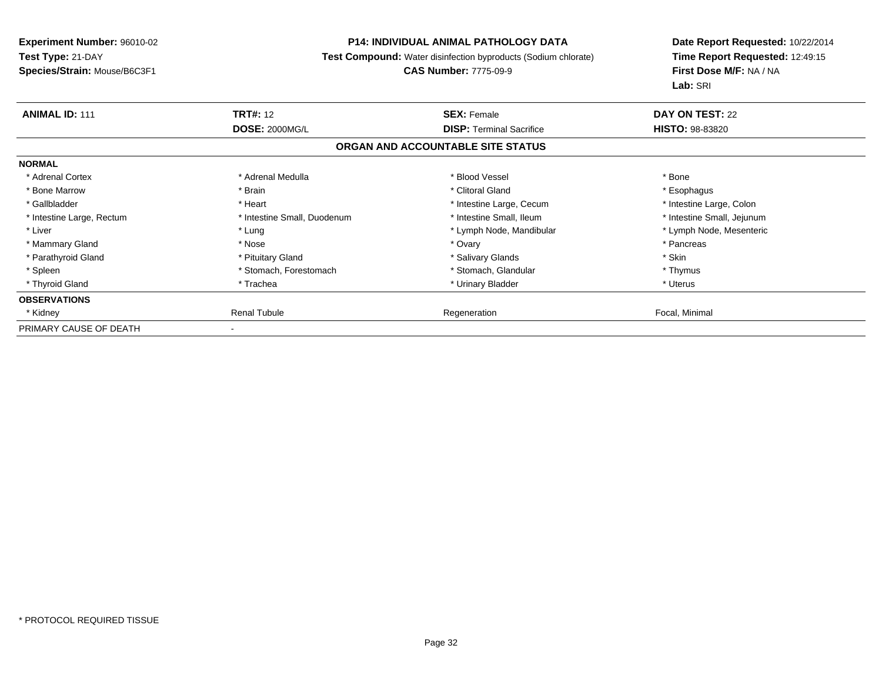**Experiment Number:** 96010-02
**Test Type:** 21-DAY
**Species/Strain:** Mouse/B6C3F1

**P14: INDIVIDUAL ANIMAL PATHOLOGY DATA**
**Test Compound:** Water disinfection byproducts (Sodium chlorate)
**CAS Number:** 7775-09-9

**Date Report Requested:** 10/22/2014
**Time Report Requested:** 12:49:15
**First Dose M/F:** NA / NA
**Lab:** SRI

| **ANIMAL ID:** 111 | **TRT#:** 12 | **SEX:** Female | **DAY ON TEST:** 22 |
|---|---|---|---|
| | **DOSE:** 2000MG/L | **DISP:** Terminal Sacrifice | **HISTO:** 98-83820 |

## ORGAN AND ACCOUNTABLE SITE STATUS

| | | | |
|---|---|---|---|
| **NORMAL** | | | |
| * Adrenal Cortex | * Adrenal Medulla | * Blood Vessel | * Bone |
| * Bone Marrow | * Brain | * Clitoral Gland | * Esophagus |
| * Gallbladder | * Heart | * Intestine Large, Cecum | * Intestine Large, Colon |
| * Intestine Large, Rectum | * Intestine Small, Duodenum | * Intestine Small, Ileum | * Intestine Small, Jejunum |
| * Liver | * Lung | * Lymph Node, Mandibular | * Lymph Node, Mesenteric |
| * Mammary Gland | * Nose | * Ovary | * Pancreas |
| * Parathyroid Gland | * Pituitary Gland | * Salivary Glands | * Skin |
| * Spleen | * Stomach, Forestomach | * Stomach, Glandular | * Thymus |
| * Thyroid Gland | * Trachea | * Urinary Bladder | * Uterus |
| **OBSERVATIONS** | | | |
| * Kidney | Renal Tubule | Regeneration | Focal, Minimal |
| PRIMARY CAUSE OF DEATH | - | | |

* PROTOCOL REQUIRED TISSUE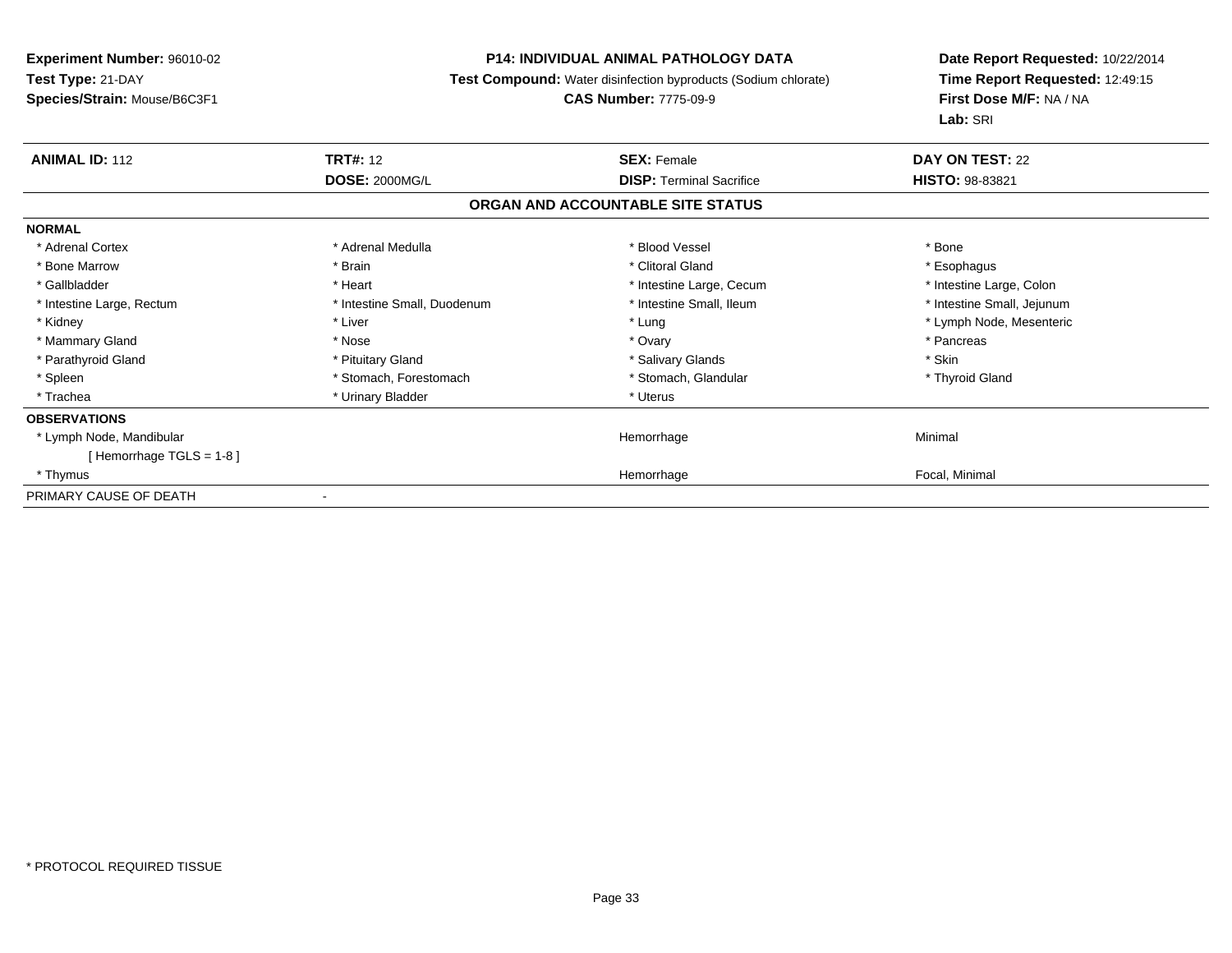**Experiment Number:** 96010-02
**Test Type:** 21-DAY
**Species/Strain:** Mouse/B6C3F1

**P14: INDIVIDUAL ANIMAL PATHOLOGY DATA**
**Test Compound:** Water disinfection byproducts (Sodium chlorate)
**CAS Number:** 7775-09-9

**Date Report Requested:** 10/22/2014
**Time Report Requested:** 12:49:15
**First Dose M/F:** NA / NA
**Lab:** SRI

| **ANIMAL ID:** 112 | **TRT#:** 12 | **SEX:** Female | **DAY ON TEST:** 22 |
|---|---|---|---|
| | **DOSE:** 2000MG/L | **DISP:** Terminal Sacrifice | **HISTO:** 98-83821 |

## ORGAN AND ACCOUNTABLE SITE STATUS

| | | | |
|---|---|---|---|
| **NORMAL** | | | |
| * Adrenal Cortex | * Adrenal Medulla | * Blood Vessel | * Bone |
| * Bone Marrow | * Brain | * Clitoral Gland | * Esophagus |
| * Gallbladder | * Heart | * Intestine Large, Cecum | * Intestine Large, Colon |
| * Intestine Large, Rectum | * Intestine Small, Duodenum | * Intestine Small, Ileum | * Intestine Small, Jejunum |
| * Kidney | * Liver | * Lung | * Lymph Node, Mesenteric |
| * Mammary Gland | * Nose | * Ovary | * Pancreas |
| * Parathyroid Gland | * Pituitary Gland | * Salivary Glands | * Skin |
| * Spleen | * Stomach, Forestomach | * Stomach, Glandular | * Thyroid Gland |
| * Trachea | * Urinary Bladder | * Uterus | |
| **OBSERVATIONS** | | | |
| * Lymph Node, Mandibular | | Hemorrhage | Minimal |
| [ Hemorrhage TGLS = 1-8 ] | | | |
| * Thymus | | Hemorrhage | Focal, Minimal |
| PRIMARY CAUSE OF DEATH | - | | |

* PROTOCOL REQUIRED TISSUE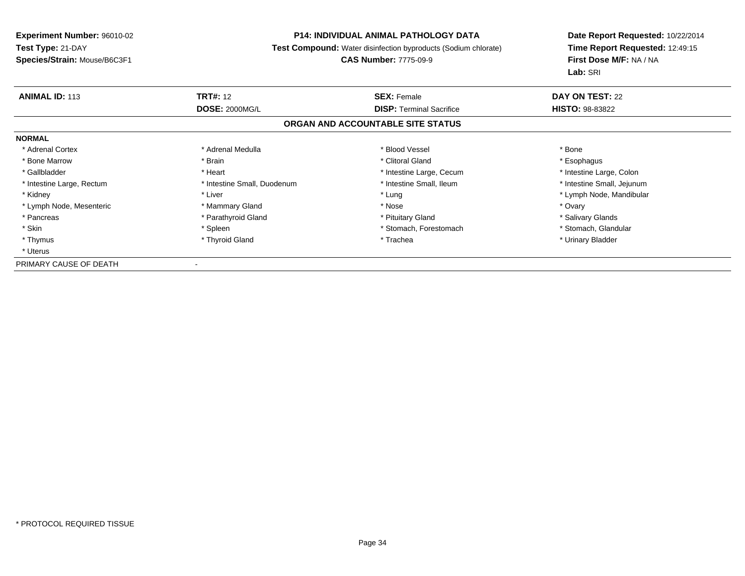**Experiment Number:** 96010-02
**Test Type:** 21-DAY
**Species/Strain:** Mouse/B6C3F1

**P14: INDIVIDUAL ANIMAL PATHOLOGY DATA**
**Test Compound:** Water disinfection byproducts (Sodium chlorate)
**CAS Number:** 7775-09-9

**Date Report Requested:** 10/22/2014
**Time Report Requested:** 12:49:15
**First Dose M/F:** NA / NA
**Lab:** SRI

| **ANIMAL ID:** 113 | **TRT#:** 12 | **SEX:** Female | **DAY ON TEST:** 22 |
|---|---|---|---|
| | **DOSE:** 2000MG/L | **DISP:** Terminal Sacrifice | **HISTO:** 98-83822 |

**ORGAN AND ACCOUNTABLE SITE STATUS**

**NORMAL**

| | | | |
|---|---|---|---|
| * Adrenal Cortex | * Adrenal Medulla | * Blood Vessel | * Bone |
| * Bone Marrow | * Brain | * Clitoral Gland | * Esophagus |
| * Gallbladder | * Heart | * Intestine Large, Cecum | * Intestine Large, Colon |
| * Intestine Large, Rectum | * Intestine Small, Duodenum | * Intestine Small, Ileum | * Intestine Small, Jejunum |
| * Kidney | * Liver | * Lung | * Lymph Node, Mandibular |
| * Lymph Node, Mesenteric | * Mammary Gland | * Nose | * Ovary |
| * Pancreas | * Parathyroid Gland | * Pituitary Gland | * Salivary Glands |
| * Skin | * Spleen | * Stomach, Forestomach | * Stomach, Glandular |
| * Thymus | * Thyroid Gland | * Trachea | * Urinary Bladder |
| * Uterus | | | |

PRIMARY CAUSE OF DEATH -

* PROTOCOL REQUIRED TISSUE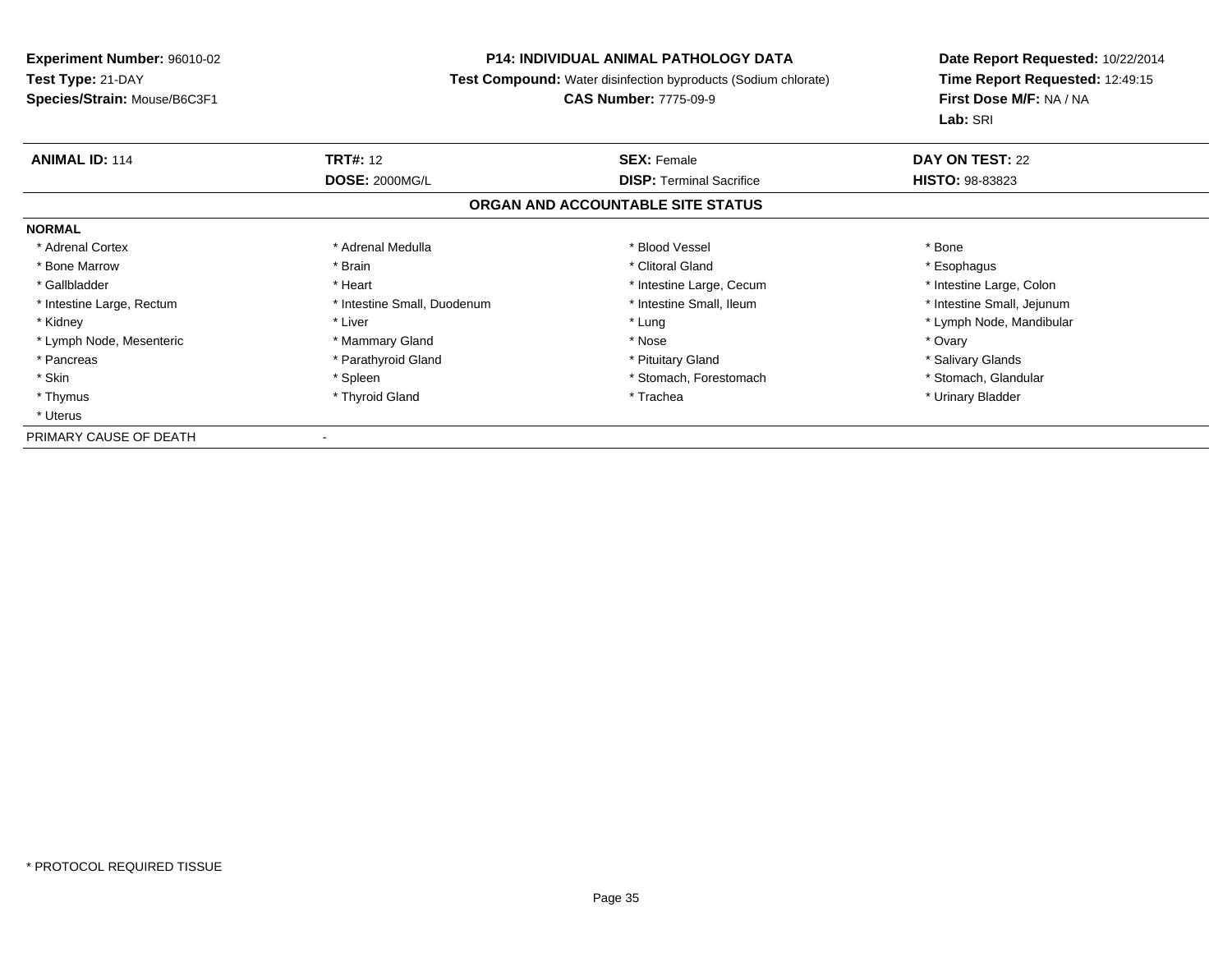**Experiment Number:** 96010-02
**Test Type:** 21-DAY
**Species/Strain:** Mouse/B6C3F1

**P14: INDIVIDUAL ANIMAL PATHOLOGY DATA**
**Test Compound:** Water disinfection byproducts (Sodium chlorate)
**CAS Number:** 7775-09-9

**Date Report Requested:** 10/22/2014
**Time Report Requested:** 12:49:15
**First Dose M/F:** NA / NA
**Lab:** SRI

| **ANIMAL ID:** 114 | **TRT#:** 12 | **SEX:** Female | **DAY ON TEST:** 22 |
|---|---|---|---|
| | **DOSE:** 2000MG/L | **DISP:** Terminal Sacrifice | **HISTO:** 98-83823 |

**ORGAN AND ACCOUNTABLE SITE STATUS**

**NORMAL**

| | | | |
|---|---|---|---|
| * Adrenal Cortex | * Adrenal Medulla | * Blood Vessel | * Bone |
| * Bone Marrow | * Brain | * Clitoral Gland | * Esophagus |
| * Gallbladder | * Heart | * Intestine Large, Cecum | * Intestine Large, Colon |
| * Intestine Large, Rectum | * Intestine Small, Duodenum | * Intestine Small, Ileum | * Intestine Small, Jejunum |
| * Kidney | * Liver | * Lung | * Lymph Node, Mandibular |
| * Lymph Node, Mesenteric | * Mammary Gland | * Nose | * Ovary |
| * Pancreas | * Parathyroid Gland | * Pituitary Gland | * Salivary Glands |
| * Skin | * Spleen | * Stomach, Forestomach | * Stomach, Glandular |
| * Thymus | * Thyroid Gland | * Trachea | * Urinary Bladder |
| * Uterus | | | |

PRIMARY CAUSE OF DEATH -

* PROTOCOL REQUIRED TISSUE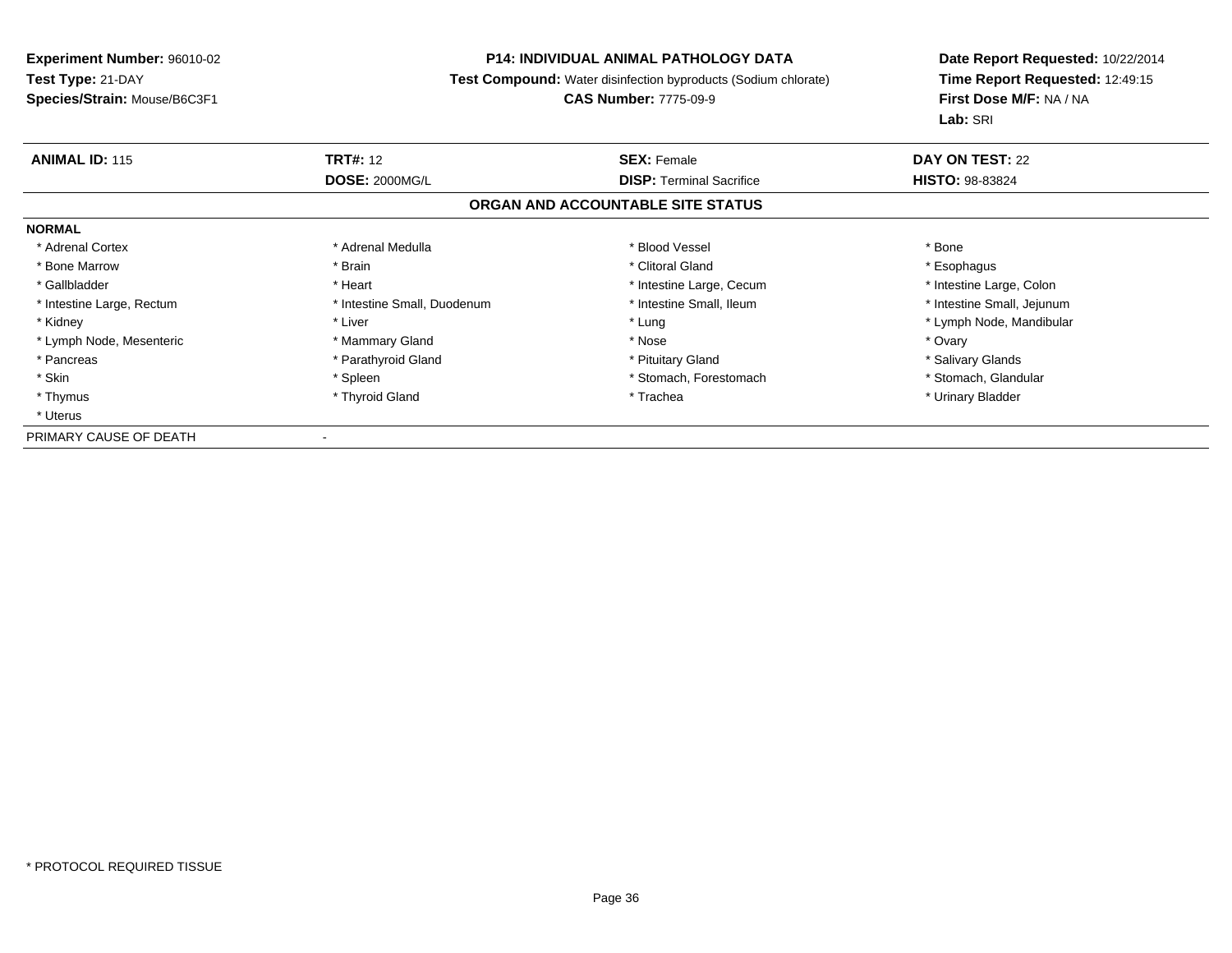**Experiment Number:** 96010-02
**Test Type:** 21-DAY
**Species/Strain:** Mouse/B6C3F1

**P14: INDIVIDUAL ANIMAL PATHOLOGY DATA**
**Test Compound:** Water disinfection byproducts (Sodium chlorate)
**CAS Number:** 7775-09-9

**Date Report Requested:** 10/22/2014
**Time Report Requested:** 12:49:15
**First Dose M/F:** NA / NA
**Lab:** SRI

| **ANIMAL ID:** 115 | **TRT#:** 12 | **SEX:** Female | **DAY ON TEST:** 22 |
|---|---|---|---|
| | **DOSE:** 2000MG/L | **DISP:** Terminal Sacrifice | **HISTO:** 98-83824 |

**ORGAN AND ACCOUNTABLE SITE STATUS**

**NORMAL**

| | | | |
|---|---|---|---|
| * Adrenal Cortex | * Adrenal Medulla | * Blood Vessel | * Bone |
| * Bone Marrow | * Brain | * Clitoral Gland | * Esophagus |
| * Gallbladder | * Heart | * Intestine Large, Cecum | * Intestine Large, Colon |
| * Intestine Large, Rectum | * Intestine Small, Duodenum | * Intestine Small, Ileum | * Intestine Small, Jejunum |
| * Kidney | * Liver | * Lung | * Lymph Node, Mandibular |
| * Lymph Node, Mesenteric | * Mammary Gland | * Nose | * Ovary |
| * Pancreas | * Parathyroid Gland | * Pituitary Gland | * Salivary Glands |
| * Skin | * Spleen | * Stomach, Forestomach | * Stomach, Glandular |
| * Thymus | * Thyroid Gland | * Trachea | * Urinary Bladder |
| * Uterus | | | |

PRIMARY CAUSE OF DEATH -

* PROTOCOL REQUIRED TISSUE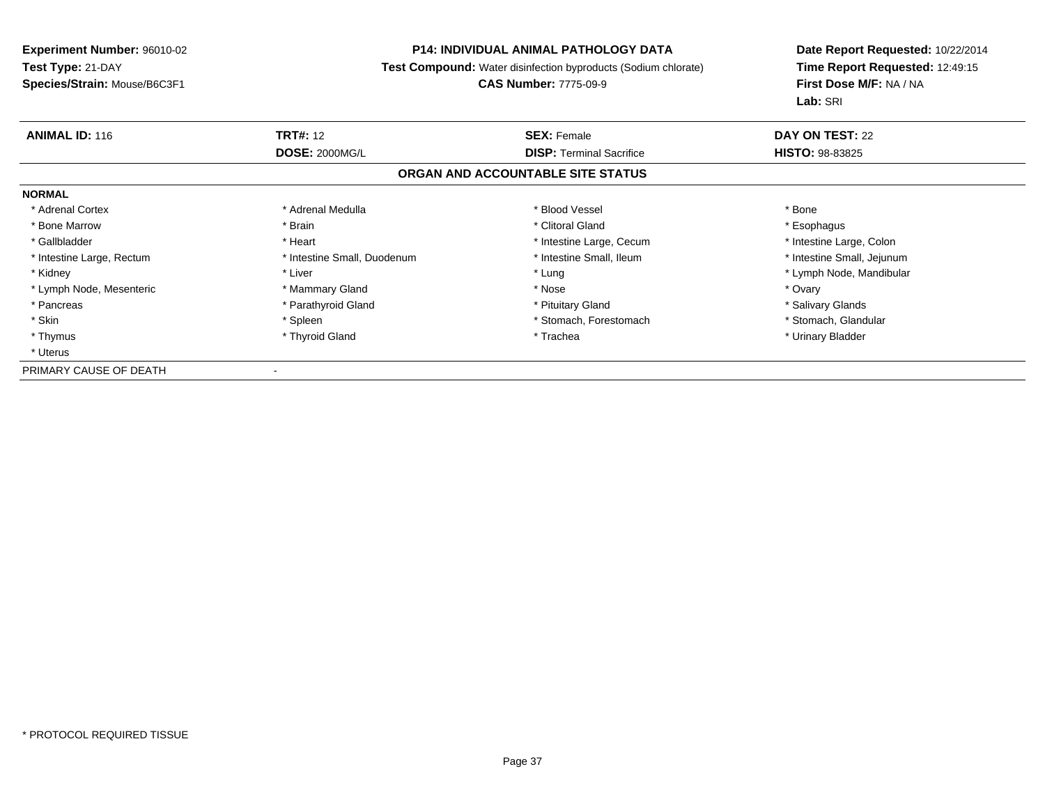**Experiment Number:** 96010-02
**Test Type:** 21-DAY
**Species/Strain:** Mouse/B6C3F1

**P14: INDIVIDUAL ANIMAL PATHOLOGY DATA**
**Test Compound:** Water disinfection byproducts (Sodium chlorate)
**CAS Number:** 7775-09-9

**Date Report Requested:** 10/22/2014
**Time Report Requested:** 12:49:15
**First Dose M/F:** NA / NA
**Lab:** SRI

| **ANIMAL ID:** 116 | **TRT#:** 12 | **SEX:** Female | **DAY ON TEST:** 22 |
|---|---|---|---|
| | **DOSE:** 2000MG/L | **DISP:** Terminal Sacrifice | **HISTO:** 98-83825 |

**ORGAN AND ACCOUNTABLE SITE STATUS**

**NORMAL**

| | | | |
|---|---|---|---|
| * Adrenal Cortex | * Adrenal Medulla | * Blood Vessel | * Bone |
| * Bone Marrow | * Brain | * Clitoral Gland | * Esophagus |
| * Gallbladder | * Heart | * Intestine Large, Cecum | * Intestine Large, Colon |
| * Intestine Large, Rectum | * Intestine Small, Duodenum | * Intestine Small, Ileum | * Intestine Small, Jejunum |
| * Kidney | * Liver | * Lung | * Lymph Node, Mandibular |
| * Lymph Node, Mesenteric | * Mammary Gland | * Nose | * Ovary |
| * Pancreas | * Parathyroid Gland | * Pituitary Gland | * Salivary Glands |
| * Skin | * Spleen | * Stomach, Forestomach | * Stomach, Glandular |
| * Thymus | * Thyroid Gland | * Trachea | * Urinary Bladder |
| * Uterus | | | |

PRIMARY CAUSE OF DEATH -

\* PROTOCOL REQUIRED TISSUE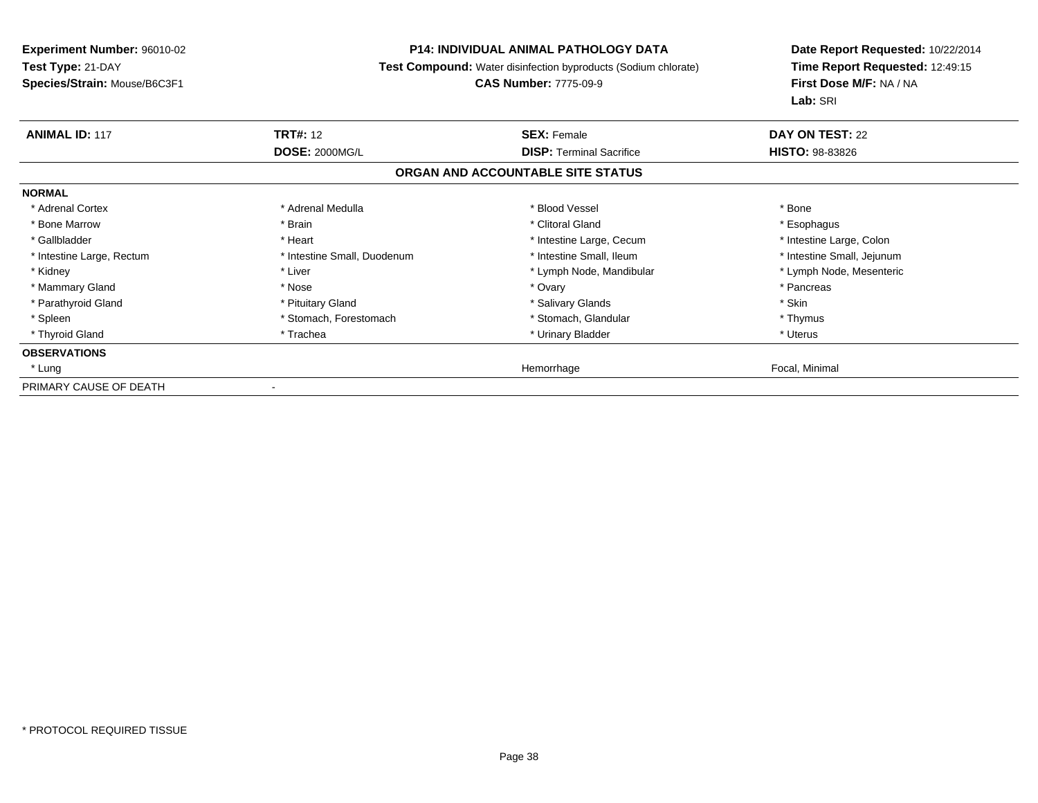**Experiment Number:** 96010-02
**Test Type:** 21-DAY
**Species/Strain:** Mouse/B6C3F1

**P14: INDIVIDUAL ANIMAL PATHOLOGY DATA**
**Test Compound:** Water disinfection byproducts (Sodium chlorate)
**CAS Number:** 7775-09-9

**Date Report Requested:** 10/22/2014
**Time Report Requested:** 12:49:15
**First Dose M/F:** NA / NA
**Lab:** SRI

| **ANIMAL ID:** 117 | **TRT#:** 12 | **SEX:** Female | **DAY ON TEST:** 22 |
|---|---|---|---|
| | **DOSE:** 2000MG/L | **DISP:** Terminal Sacrifice | **HISTO:** 98-83826 |

## ORGAN AND ACCOUNTABLE SITE STATUS

**NORMAL**

| | | | |
|---|---|---|---|
| * Adrenal Cortex | * Adrenal Medulla | * Blood Vessel | * Bone |
| * Bone Marrow | * Brain | * Clitoral Gland | * Esophagus |
| * Gallbladder | * Heart | * Intestine Large, Cecum | * Intestine Large, Colon |
| * Intestine Large, Rectum | * Intestine Small, Duodenum | * Intestine Small, Ileum | * Intestine Small, Jejunum |
| * Kidney | * Liver | * Lymph Node, Mandibular | * Lymph Node, Mesenteric |
| * Mammary Gland | * Nose | * Ovary | * Pancreas |
| * Parathyroid Gland | * Pituitary Gland | * Salivary Glands | * Skin |
| * Spleen | * Stomach, Forestomach | * Stomach, Glandular | * Thymus |
| * Thyroid Gland | * Trachea | * Urinary Bladder | * Uterus |

**OBSERVATIONS**

| | | | |
|---|---|---|---|
| * Lung | | Hemorrhage | Focal, Minimal |

PRIMARY CAUSE OF DEATH -

* PROTOCOL REQUIRED TISSUE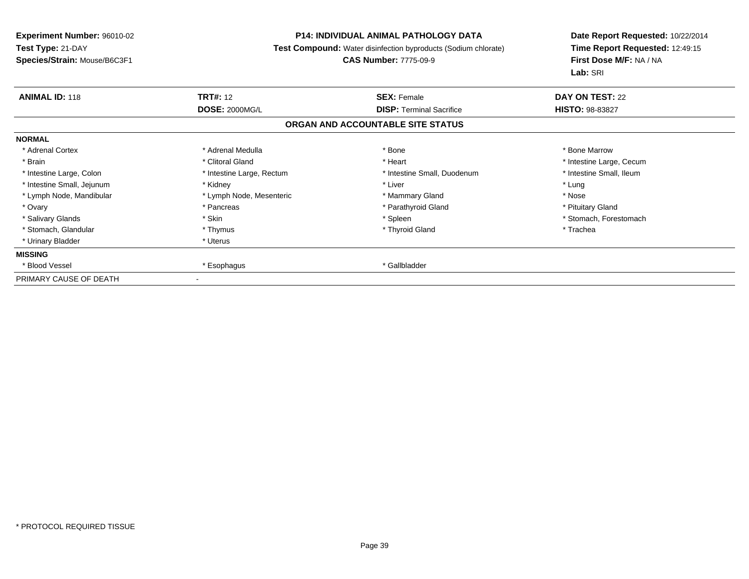**Experiment Number:** 96010-02
**Test Type:** 21-DAY
**Species/Strain:** Mouse/B6C3F1

**P14: INDIVIDUAL ANIMAL PATHOLOGY DATA**
**Test Compound:** Water disinfection byproducts (Sodium chlorate)
**CAS Number:** 7775-09-9

**Date Report Requested:** 10/22/2014
**Time Report Requested:** 12:49:15
**First Dose M/F:** NA / NA
**Lab:** SRI

| **ANIMAL ID:** 118 | **TRT#:** 12 | **SEX:** Female | **DAY ON TEST:** 22 |
|---|---|---|---|
| | **DOSE:** 2000MG/L | **DISP:** Terminal Sacrifice | **HISTO:** 98-83827 |

## ORGAN AND ACCOUNTABLE SITE STATUS

| | | | |
|---|---|---|---|
| **NORMAL** | | | |
| * Adrenal Cortex | * Adrenal Medulla | * Bone | * Bone Marrow |
| * Brain | * Clitoral Gland | * Heart | * Intestine Large, Cecum |
| * Intestine Large, Colon | * Intestine Large, Rectum | * Intestine Small, Duodenum | * Intestine Small, Ileum |
| * Intestine Small, Jejunum | * Kidney | * Liver | * Lung |
| * Lymph Node, Mandibular | * Lymph Node, Mesenteric | * Mammary Gland | * Nose |
| * Ovary | * Pancreas | * Parathyroid Gland | * Pituitary Gland |
| * Salivary Glands | * Skin | * Spleen | * Stomach, Forestomach |
| * Stomach, Glandular | * Thymus | * Thyroid Gland | * Trachea |
| * Urinary Bladder | * Uterus | | |
| **MISSING** | | | |
| * Blood Vessel | * Esophagus | * Gallbladder | |
| PRIMARY CAUSE OF DEATH | - | | |

* PROTOCOL REQUIRED TISSUE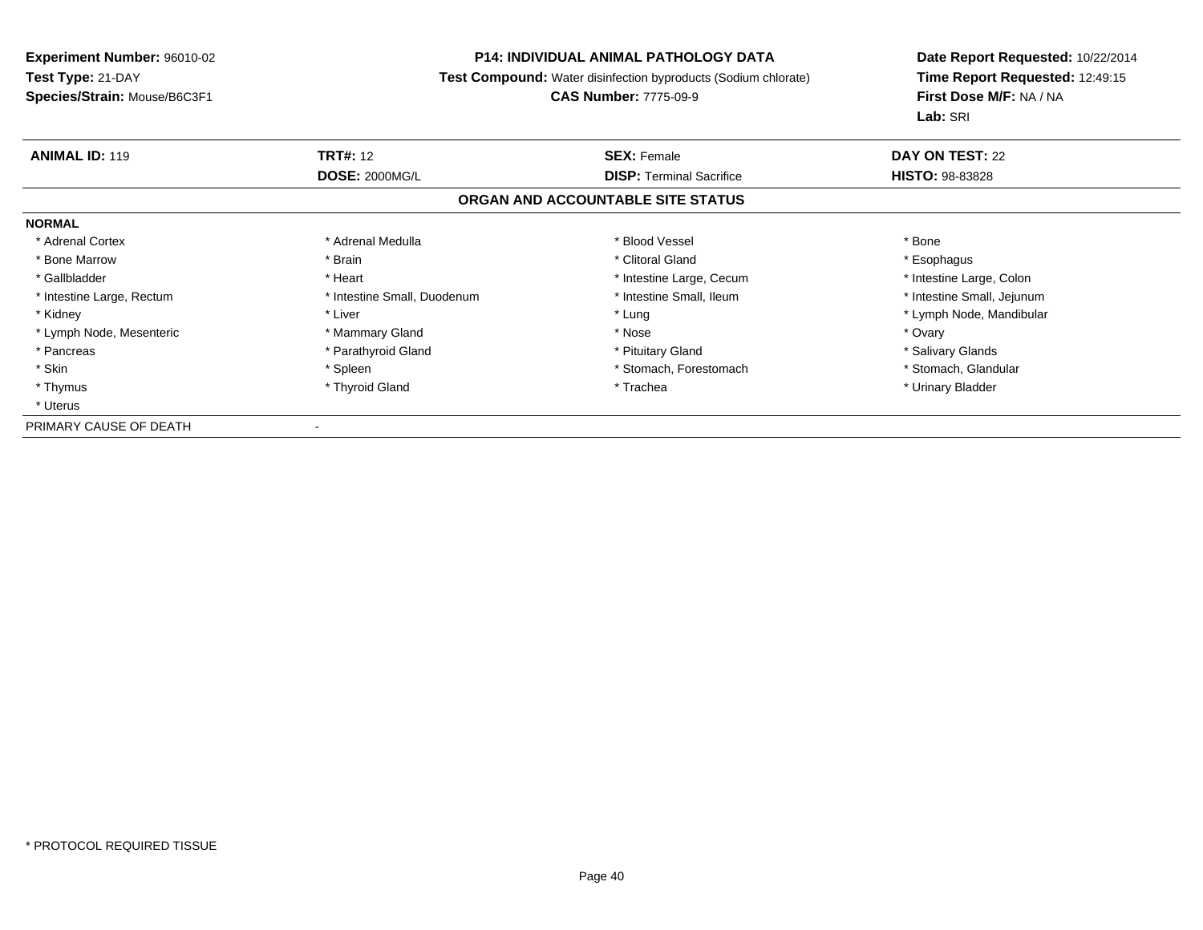**Experiment Number:** 96010-02
**Test Type:** 21-DAY
**Species/Strain:** Mouse/B6C3F1

**P14: INDIVIDUAL ANIMAL PATHOLOGY DATA**
**Test Compound:** Water disinfection byproducts (Sodium chlorate)
**CAS Number:** 7775-09-9

**Date Report Requested:** 10/22/2014
**Time Report Requested:** 12:49:15
**First Dose M/F:** NA / NA
**Lab:** SRI

| **ANIMAL ID:** 119 | **TRT#:** 12 | **SEX:** Female | **DAY ON TEST:** 22 |
|---|---|---|---|
| | **DOSE:** 2000MG/L | **DISP:** Terminal Sacrifice | **HISTO:** 98-83828 |

**ORGAN AND ACCOUNTABLE SITE STATUS**

**NORMAL**

| | | | |
|---|---|---|---|
| * Adrenal Cortex | * Adrenal Medulla | * Blood Vessel | * Bone |
| * Bone Marrow | * Brain | * Clitoral Gland | * Esophagus |
| * Gallbladder | * Heart | * Intestine Large, Cecum | * Intestine Large, Colon |
| * Intestine Large, Rectum | * Intestine Small, Duodenum | * Intestine Small, Ileum | * Intestine Small, Jejunum |
| * Kidney | * Liver | * Lung | * Lymph Node, Mandibular |
| * Lymph Node, Mesenteric | * Mammary Gland | * Nose | * Ovary |
| * Pancreas | * Parathyroid Gland | * Pituitary Gland | * Salivary Glands |
| * Skin | * Spleen | * Stomach, Forestomach | * Stomach, Glandular |
| * Thymus | * Thyroid Gland | * Trachea | * Urinary Bladder |
| * Uterus | | | |

PRIMARY CAUSE OF DEATH -

* PROTOCOL REQUIRED TISSUE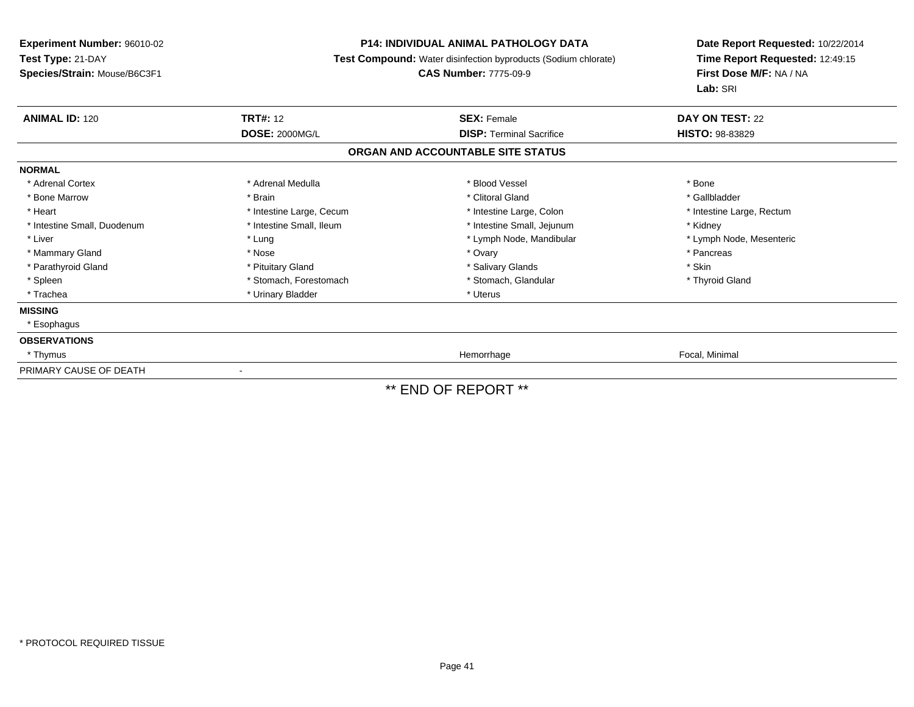**Experiment Number:** 96010-02
**Test Type:** 21-DAY
**Species/Strain:** Mouse/B6C3F1

**P14: INDIVIDUAL ANIMAL PATHOLOGY DATA**
**Test Compound:** Water disinfection byproducts (Sodium chlorate)
**CAS Number:** 7775-09-9

**Date Report Requested:** 10/22/2014
**Time Report Requested:** 12:49:15
**First Dose M/F:** NA / NA
**Lab:** SRI

| | | | |
|---|---|---|---|
| **ANIMAL ID:** 120 | **TRT#:** 12 | **SEX:** Female | **DAY ON TEST:** 22 |
| | **DOSE:** 2000MG/L | **DISP:** Terminal Sacrifice | **HISTO:** 98-83829 |

**ORGAN AND ACCOUNTABLE SITE STATUS**

| | | | |
|---|---|---|---|
| **NORMAL** | | | |
| * Adrenal Cortex | * Adrenal Medulla | * Blood Vessel | * Bone |
| * Bone Marrow | * Brain | * Clitoral Gland | * Gallbladder |
| * Heart | * Intestine Large, Cecum | * Intestine Large, Colon | * Intestine Large, Rectum |
| * Intestine Small, Duodenum | * Intestine Small, Ileum | * Intestine Small, Jejunum | * Kidney |
| * Liver | * Lung | * Lymph Node, Mandibular | * Lymph Node, Mesenteric |
| * Mammary Gland | * Nose | * Ovary | * Pancreas |
| * Parathyroid Gland | * Pituitary Gland | * Salivary Glands | * Skin |
| * Spleen | * Stomach, Forestomach | * Stomach, Glandular | * Thyroid Gland |
| * Trachea | * Urinary Bladder | * Uterus | |
| **MISSING** | | | |
| * Esophagus | | | |
| **OBSERVATIONS** | | | |
| * Thymus | | Hemorrhage | Focal, Minimal |
| PRIMARY CAUSE OF DEATH | - | | |

** END OF REPORT **

* PROTOCOL REQUIRED TISSUE